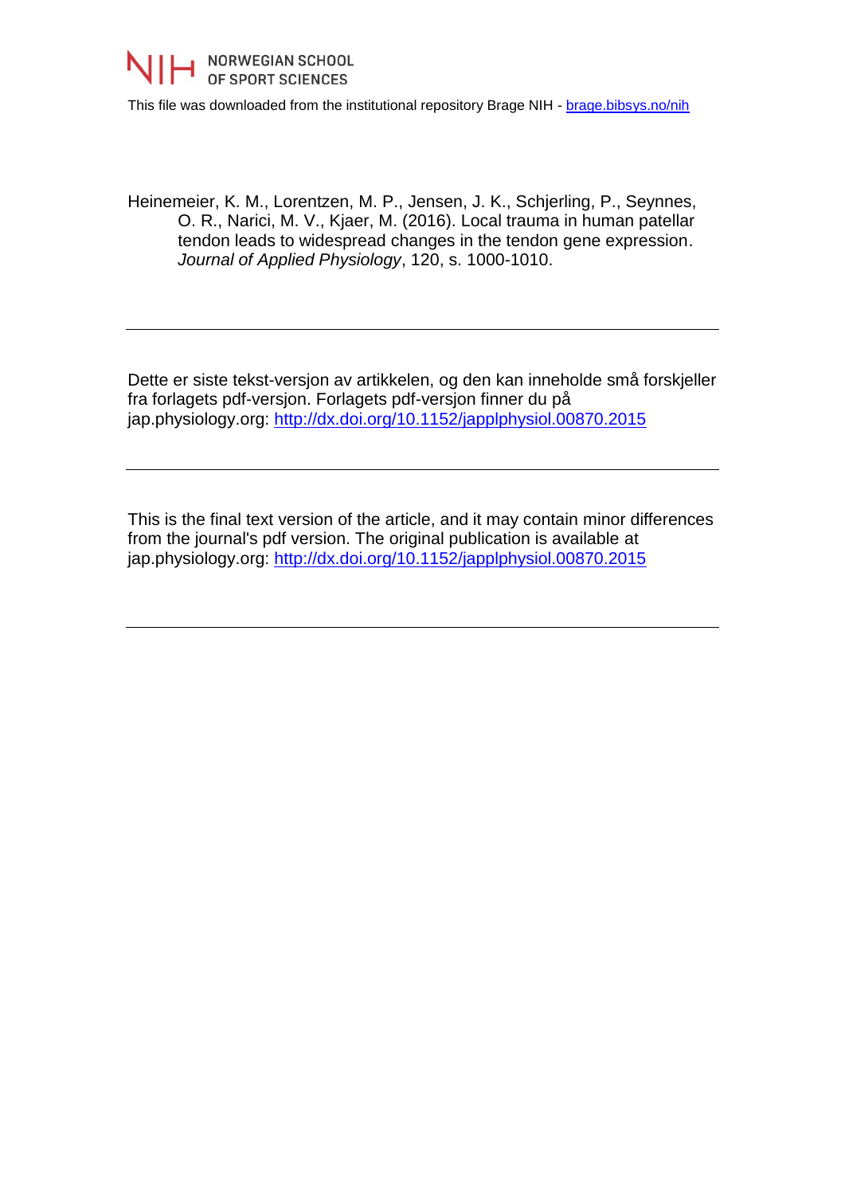NORWEGIAN SCHOOL OF SPORT SCIENCES

This file was downloaded from the institutional repository Brage NIH - [brage.bibsys.no/nih](brage.bibsys.no/nih)

Heinemeier, K. M., Lorentzen, M. P., Jensen, J. K., Schjerling, P., Seynnes, O. R., Narici, M. V., Kjaer, M. (2016). Local trauma in human patellar tendon leads to widespread changes in the tendon gene expression. *Journal of Applied Physiology*, 120, s. 1000-1010.

---

Dette er siste tekst-versjon av artikkelen, og den kan inneholde små forskjeller fra forlagets pdf-versjon. Forlagets pdf-versjon finner du på jap.physiology.org: [http://dx.doi.org/10.1152/japplphysiol.00870.2015](http://dx.doi.org/10.1152/japplphysiol.00870.2015)

---

This is the final text version of the article, and it may contain minor differences from the journal's pdf version. The original publication is available at jap.physiology.org: [http://dx.doi.org/10.1152/japplphysiol.00870.2015](http://dx.doi.org/10.1152/japplphysiol.00870.2015)

---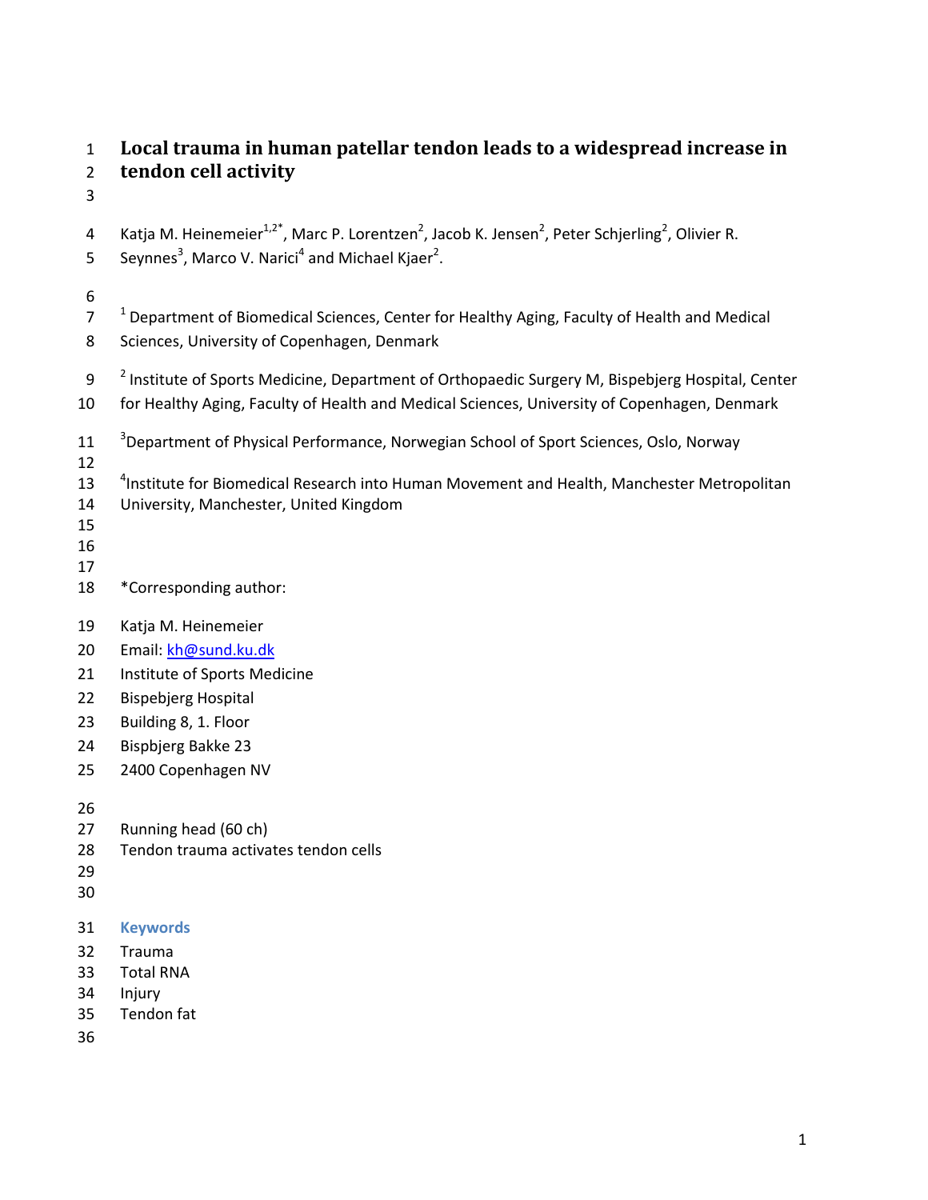# Local trauma in human patellar tendon leads to a widespread increase in tendon cell activity

Katja M. Heinemeier[1,2*], Marc P. Lorentzen[2], Jacob K. Jensen[2], Peter Schjerling[2], Olivier R. Seynnes[3], Marco V. Narici[4] and Michael Kjaer[2].

[1] Department of Biomedical Sciences, Center for Healthy Aging, Faculty of Health and Medical Sciences, University of Copenhagen, Denmark

[2] Institute of Sports Medicine, Department of Orthopaedic Surgery M, Bispebjerg Hospital, Center for Healthy Aging, Faculty of Health and Medical Sciences, University of Copenhagen, Denmark

[3] Department of Physical Performance, Norwegian School of Sport Sciences, Oslo, Norway

[4] Institute for Biomedical Research into Human Movement and Health, Manchester Metropolitan University, Manchester, United Kingdom

*Corresponding author:

Katja M. Heinemeier
Email: kh@sund.ku.dk
Institute of Sports Medicine
Bispebjerg Hospital
Building 8, 1. Floor
Bispbjerg Bakke 23
2400 Copenhagen NV

Running head (60 ch)
Tendon trauma activates tendon cells

## Keywords

Trauma
Total RNA
Injury
Tendon fat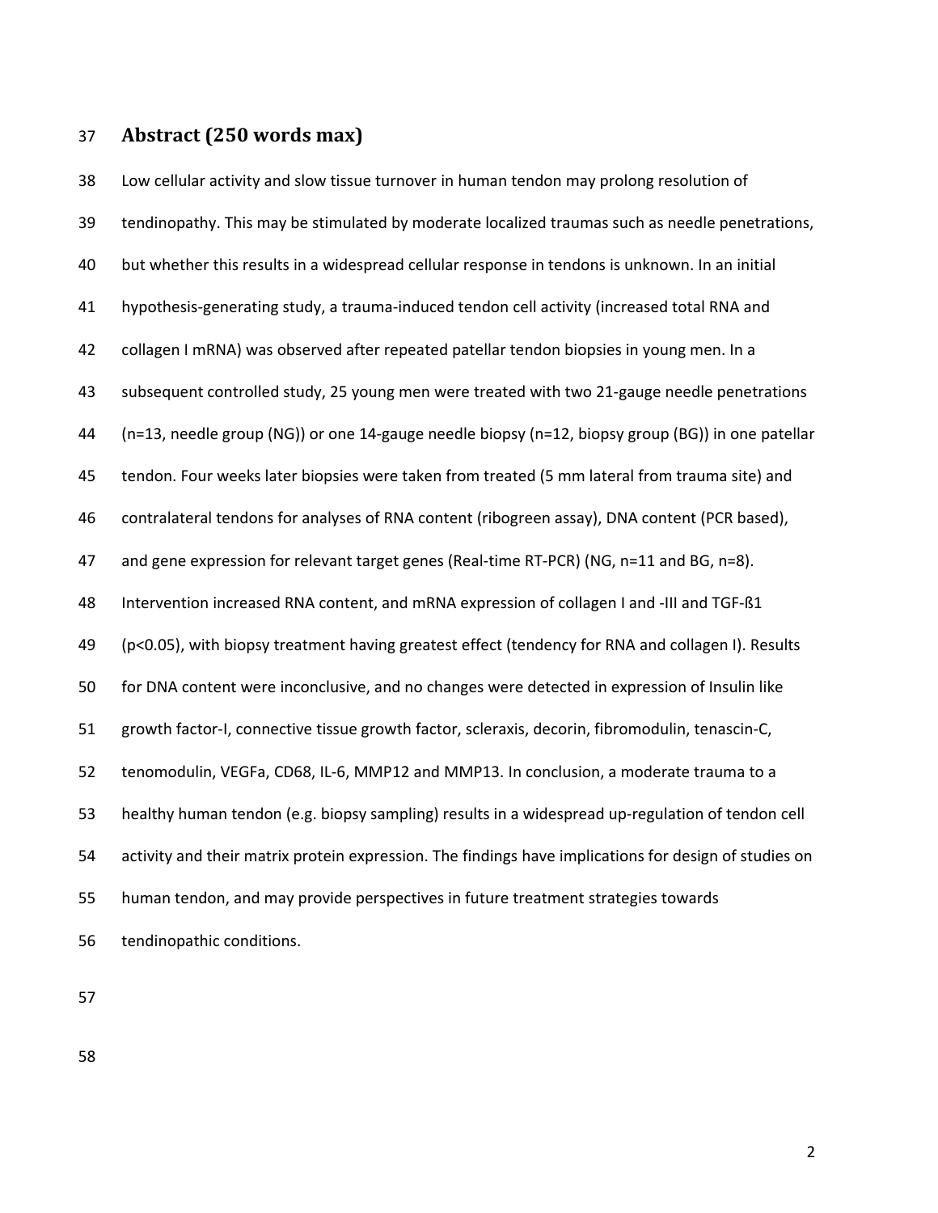## Abstract (250 words max)

Low cellular activity and slow tissue turnover in human tendon may prolong resolution of tendinopathy. This may be stimulated by moderate localized traumas such as needle penetrations, but whether this results in a widespread cellular response in tendons is unknown. In an initial hypothesis-generating study, a trauma-induced tendon cell activity (increased total RNA and collagen I mRNA) was observed after repeated patellar tendon biopsies in young men. In a subsequent controlled study, 25 young men were treated with two 21-gauge needle penetrations (n=13, needle group (NG)) or one 14-gauge needle biopsy (n=12, biopsy group (BG)) in one patellar tendon. Four weeks later biopsies were taken from treated (5 mm lateral from trauma site) and contralateral tendons for analyses of RNA content (ribogreen assay), DNA content (PCR based), and gene expression for relevant target genes (Real-time RT-PCR) (NG, n=11 and BG, n=8). Intervention increased RNA content, and mRNA expression of collagen I and -III and TGF-ß1 ($p<0.05$), with biopsy treatment having greatest effect (tendency for RNA and collagen I). Results for DNA content were inconclusive, and no changes were detected in expression of Insulin like growth factor-I, connective tissue growth factor, scleraxis, decorin, fibromodulin, tenascin-C, tenomodulin, VEGFa, CD68, IL-6, MMP12 and MMP13. In conclusion, a moderate trauma to a healthy human tendon (e.g. biopsy sampling) results in a widespread up-regulation of tendon cell activity and their matrix protein expression. The findings have implications for design of studies on human tendon, and may provide perspectives in future treatment strategies towards tendinopathic conditions.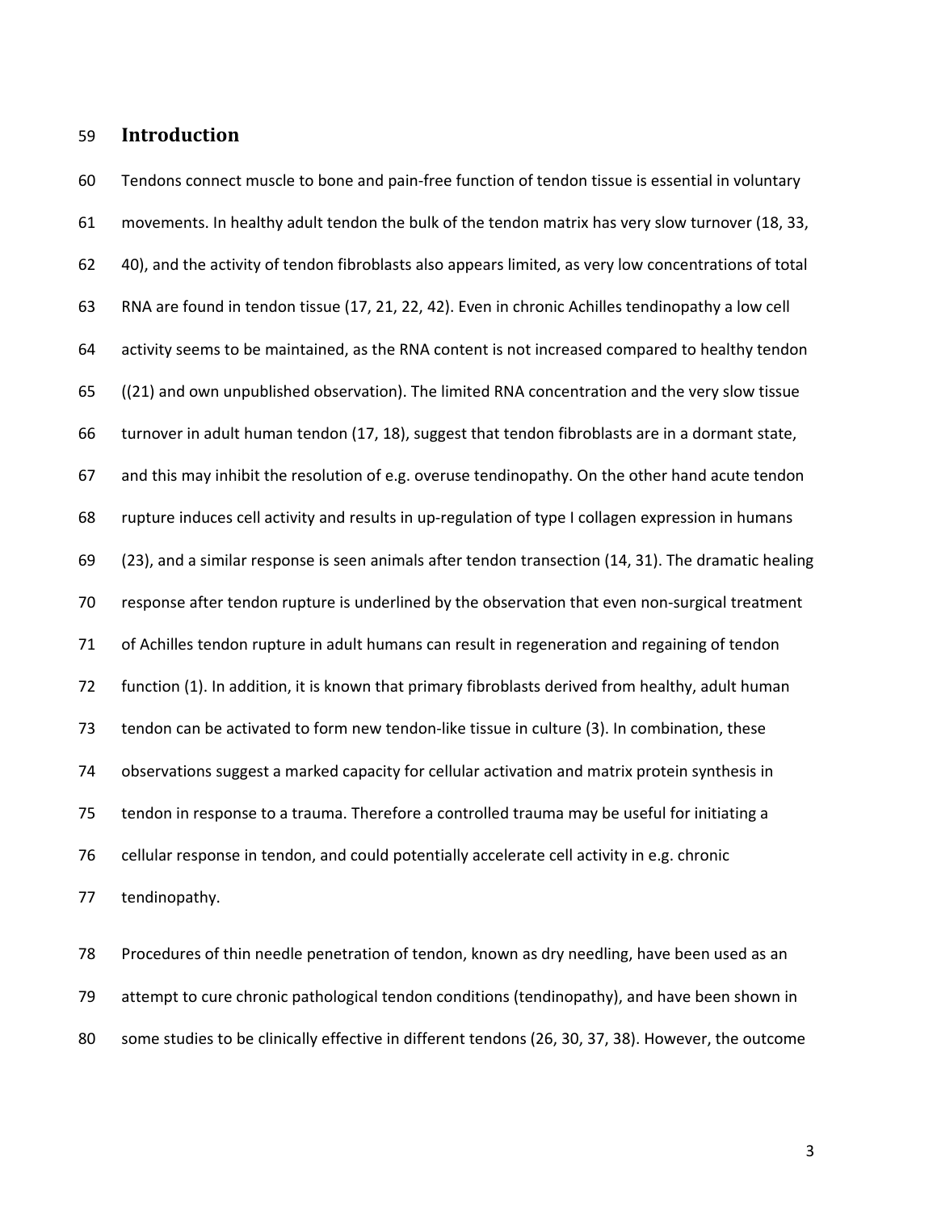## Introduction

Tendons connect muscle to bone and pain-free function of tendon tissue is essential in voluntary movements. In healthy adult tendon the bulk of the tendon matrix has very slow turnover (18, 33, 40), and the activity of tendon fibroblasts also appears limited, as very low concentrations of total RNA are found in tendon tissue (17, 21, 22, 42). Even in chronic Achilles tendinopathy a low cell activity seems to be maintained, as the RNA content is not increased compared to healthy tendon ((21) and own unpublished observation). The limited RNA concentration and the very slow tissue turnover in adult human tendon (17, 18), suggest that tendon fibroblasts are in a dormant state, and this may inhibit the resolution of e.g. overuse tendinopathy. On the other hand acute tendon rupture induces cell activity and results in up-regulation of type I collagen expression in humans (23), and a similar response is seen animals after tendon transection (14, 31). The dramatic healing response after tendon rupture is underlined by the observation that even non-surgical treatment of Achilles tendon rupture in adult humans can result in regeneration and regaining of tendon function (1). In addition, it is known that primary fibroblasts derived from healthy, adult human tendon can be activated to form new tendon-like tissue in culture (3). In combination, these observations suggest a marked capacity for cellular activation and matrix protein synthesis in tendon in response to a trauma. Therefore a controlled trauma may be useful for initiating a cellular response in tendon, and could potentially accelerate cell activity in e.g. chronic tendinopathy.

Procedures of thin needle penetration of tendon, known as dry needling, have been used as an attempt to cure chronic pathological tendon conditions (tendinopathy), and have been shown in some studies to be clinically effective in different tendons (26, 30, 37, 38). However, the outcome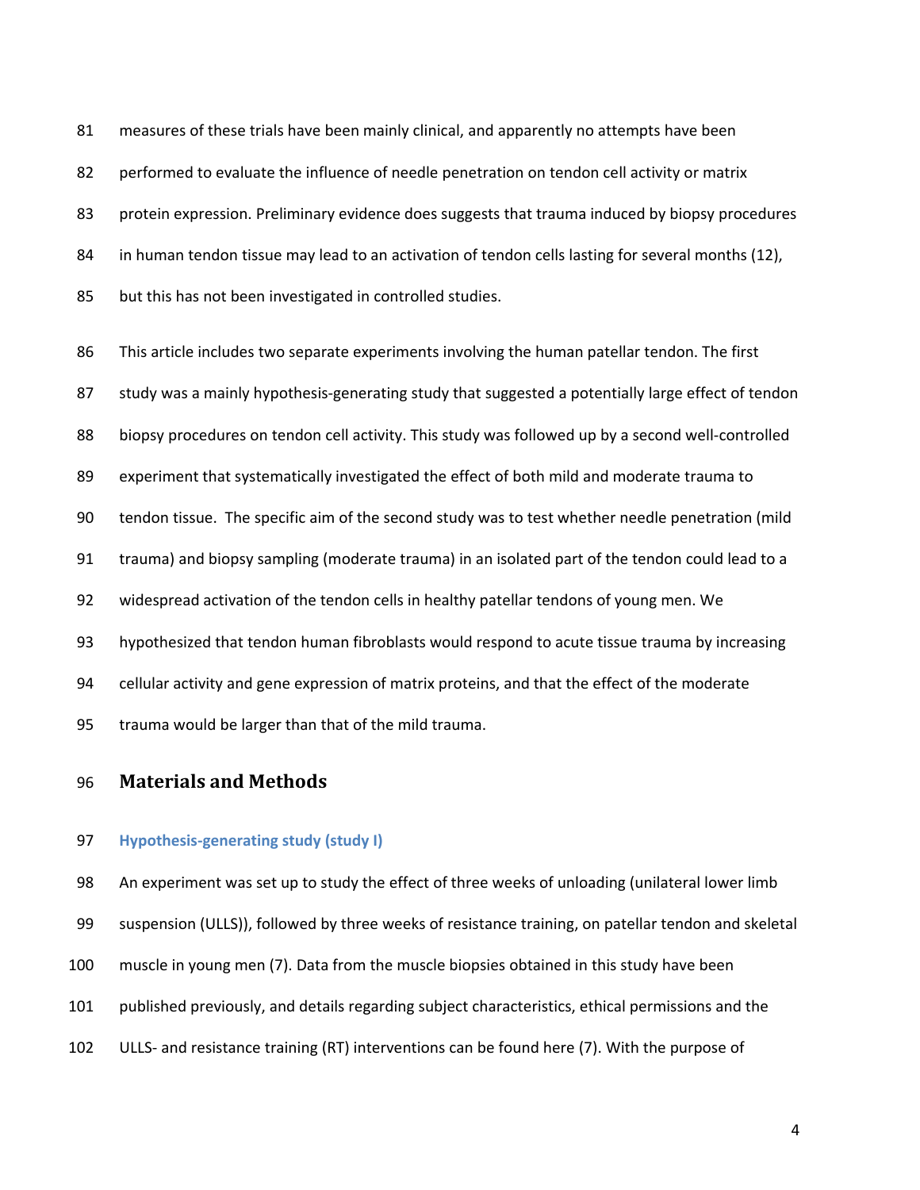measures of these trials have been mainly clinical, and apparently no attempts have been performed to evaluate the influence of needle penetration on tendon cell activity or matrix protein expression. Preliminary evidence does suggests that trauma induced by biopsy procedures in human tendon tissue may lead to an activation of tendon cells lasting for several months (12), but this has not been investigated in controlled studies.

This article includes two separate experiments involving the human patellar tendon. The first study was a mainly hypothesis-generating study that suggested a potentially large effect of tendon biopsy procedures on tendon cell activity. This study was followed up by a second well-controlled experiment that systematically investigated the effect of both mild and moderate trauma to tendon tissue. The specific aim of the second study was to test whether needle penetration (mild trauma) and biopsy sampling (moderate trauma) in an isolated part of the tendon could lead to a widespread activation of the tendon cells in healthy patellar tendons of young men. We hypothesized that tendon human fibroblasts would respond to acute tissue trauma by increasing cellular activity and gene expression of matrix proteins, and that the effect of the moderate trauma would be larger than that of the mild trauma.

## Materials and Methods

### Hypothesis-generating study (study I)

An experiment was set up to study the effect of three weeks of unloading (unilateral lower limb suspension (ULLS)), followed by three weeks of resistance training, on patellar tendon and skeletal muscle in young men (7). Data from the muscle biopsies obtained in this study have been published previously, and details regarding subject characteristics, ethical permissions and the ULLS- and resistance training (RT) interventions can be found here (7). With the purpose of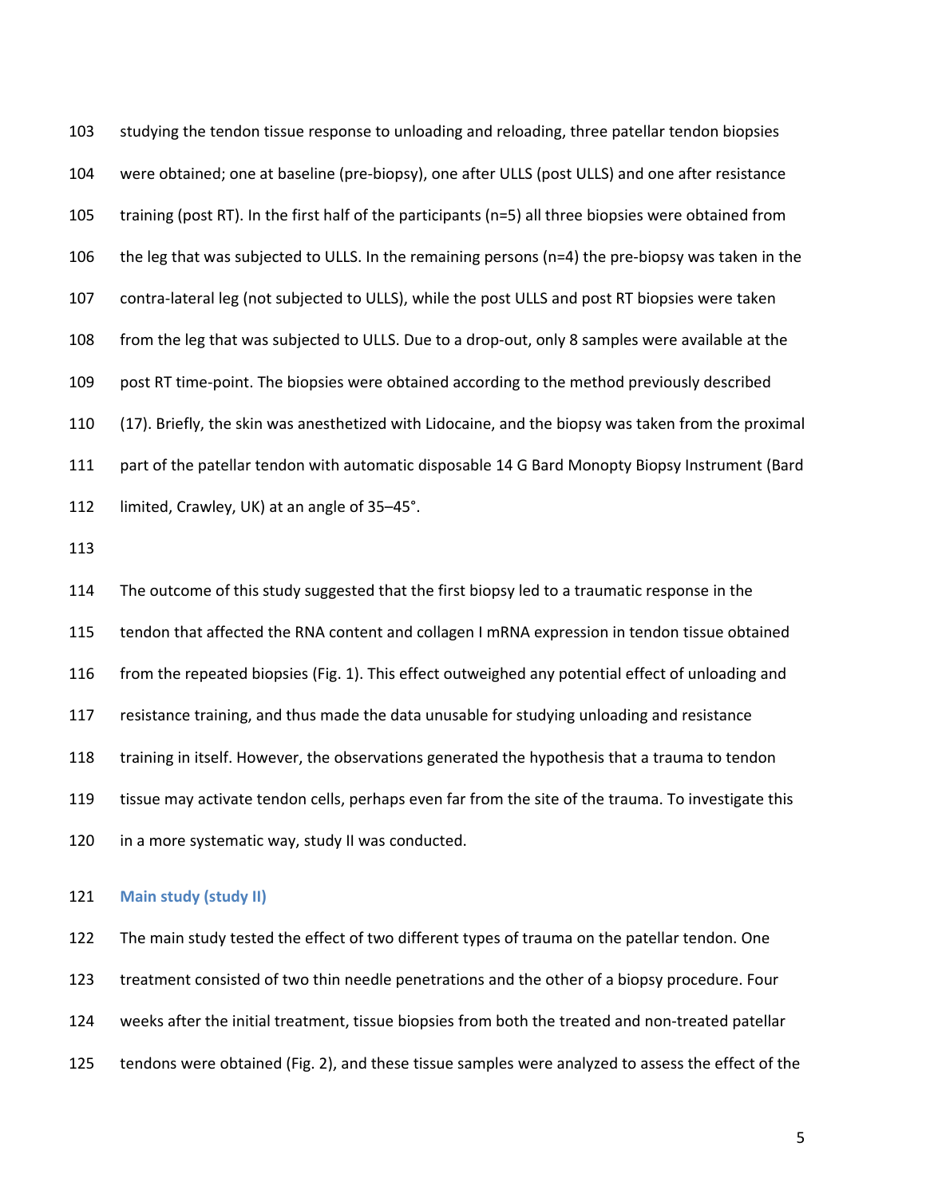studying the tendon tissue response to unloading and reloading, three patellar tendon biopsies were obtained; one at baseline (pre-biopsy), one after ULLS (post ULLS) and one after resistance training (post RT). In the first half of the participants (n=5) all three biopsies were obtained from the leg that was subjected to ULLS. In the remaining persons (n=4) the pre-biopsy was taken in the contra-lateral leg (not subjected to ULLS), while the post ULLS and post RT biopsies were taken from the leg that was subjected to ULLS. Due to a drop-out, only 8 samples were available at the post RT time-point. The biopsies were obtained according to the method previously described (17). Briefly, the skin was anesthetized with Lidocaine, and the biopsy was taken from the proximal part of the patellar tendon with automatic disposable 14 G Bard Monopty Biopsy Instrument (Bard limited, Crawley, UK) at an angle of 35–45°.

The outcome of this study suggested that the first biopsy led to a traumatic response in the tendon that affected the RNA content and collagen I mRNA expression in tendon tissue obtained from the repeated biopsies (Fig. 1). This effect outweighed any potential effect of unloading and resistance training, and thus made the data unusable for studying unloading and resistance training in itself. However, the observations generated the hypothesis that a trauma to tendon tissue may activate tendon cells, perhaps even far from the site of the trauma. To investigate this in a more systematic way, study II was conducted.

### Main study (study II)

The main study tested the effect of two different types of trauma on the patellar tendon. One treatment consisted of two thin needle penetrations and the other of a biopsy procedure. Four weeks after the initial treatment, tissue biopsies from both the treated and non-treated patellar tendons were obtained (Fig. 2), and these tissue samples were analyzed to assess the effect of the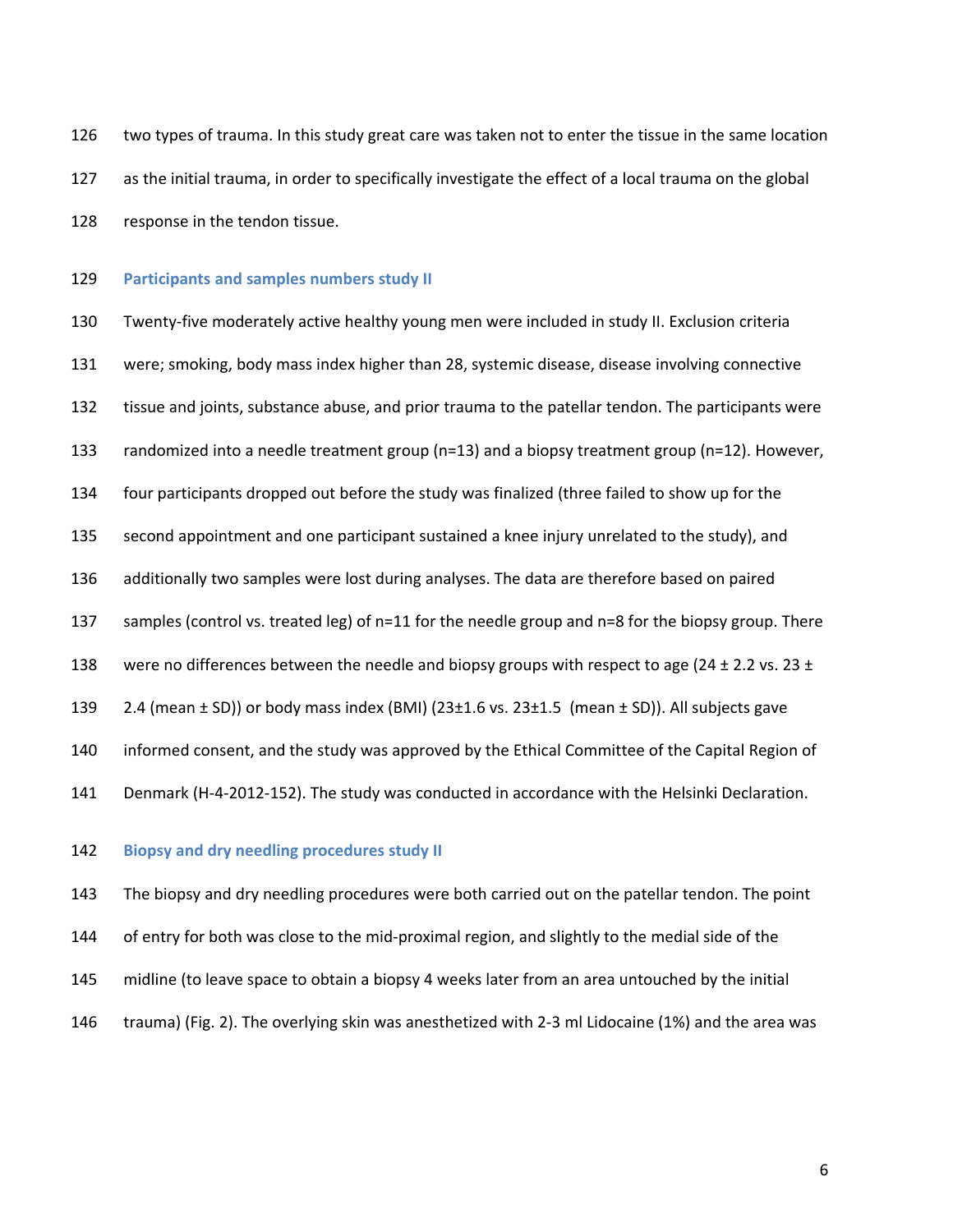two types of trauma. In this study great care was taken not to enter the tissue in the same location as the initial trauma, in order to specifically investigate the effect of a local trauma on the global response in the tendon tissue.

### Participants and samples numbers study II

Twenty-five moderately active healthy young men were included in study II. Exclusion criteria were; smoking, body mass index higher than 28, systemic disease, disease involving connective tissue and joints, substance abuse, and prior trauma to the patellar tendon. The participants were randomized into a needle treatment group (n=13) and a biopsy treatment group (n=12). However, four participants dropped out before the study was finalized (three failed to show up for the second appointment and one participant sustained a knee injury unrelated to the study), and additionally two samples were lost during analyses. The data are therefore based on paired samples (control vs. treated leg) of n=11 for the needle group and n=8 for the biopsy group. There were no differences between the needle and biopsy groups with respect to age (24 ± 2.2 vs. 23 ± 2.4 (mean ± SD)) or body mass index (BMI) (23±1.6 vs. 23±1.5 (mean ± SD)). All subjects gave informed consent, and the study was approved by the Ethical Committee of the Capital Region of Denmark (H-4-2012-152). The study was conducted in accordance with the Helsinki Declaration.

### Biopsy and dry needling procedures study II

The biopsy and dry needling procedures were both carried out on the patellar tendon. The point of entry for both was close to the mid-proximal region, and slightly to the medial side of the midline (to leave space to obtain a biopsy 4 weeks later from an area untouched by the initial trauma) (Fig. 2). The overlying skin was anesthetized with 2-3 ml Lidocaine (1%) and the area was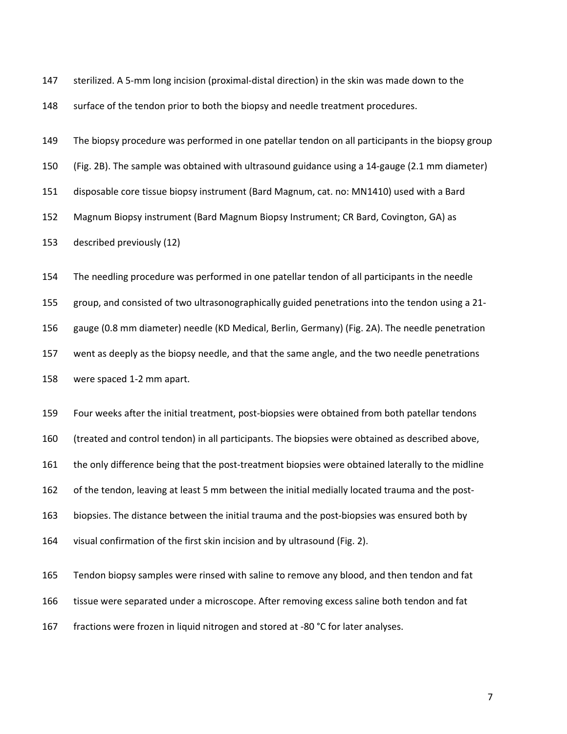sterilized. A 5-mm long incision (proximal-distal direction) in the skin was made down to the surface of the tendon prior to both the biopsy and needle treatment procedures.

The biopsy procedure was performed in one patellar tendon on all participants in the biopsy group (Fig. 2B). The sample was obtained with ultrasound guidance using a 14-gauge (2.1 mm diameter) disposable core tissue biopsy instrument (Bard Magnum, cat. no: MN1410) used with a Bard Magnum Biopsy instrument (Bard Magnum Biopsy Instrument; CR Bard, Covington, GA) as described previously (12)

The needling procedure was performed in one patellar tendon of all participants in the needle group, and consisted of two ultrasonographically guided penetrations into the tendon using a 21-gauge (0.8 mm diameter) needle (KD Medical, Berlin, Germany) (Fig. 2A). The needle penetration went as deeply as the biopsy needle, and that the same angle, and the two needle penetrations were spaced 1-2 mm apart.

Four weeks after the initial treatment, post-biopsies were obtained from both patellar tendons (treated and control tendon) in all participants. The biopsies were obtained as described above, the only difference being that the post-treatment biopsies were obtained laterally to the midline of the tendon, leaving at least 5 mm between the initial medially located trauma and the post-biopsies. The distance between the initial trauma and the post-biopsies was ensured both by visual confirmation of the first skin incision and by ultrasound (Fig. 2).

Tendon biopsy samples were rinsed with saline to remove any blood, and then tendon and fat tissue were separated under a microscope. After removing excess saline both tendon and fat fractions were frozen in liquid nitrogen and stored at -80 °C for later analyses.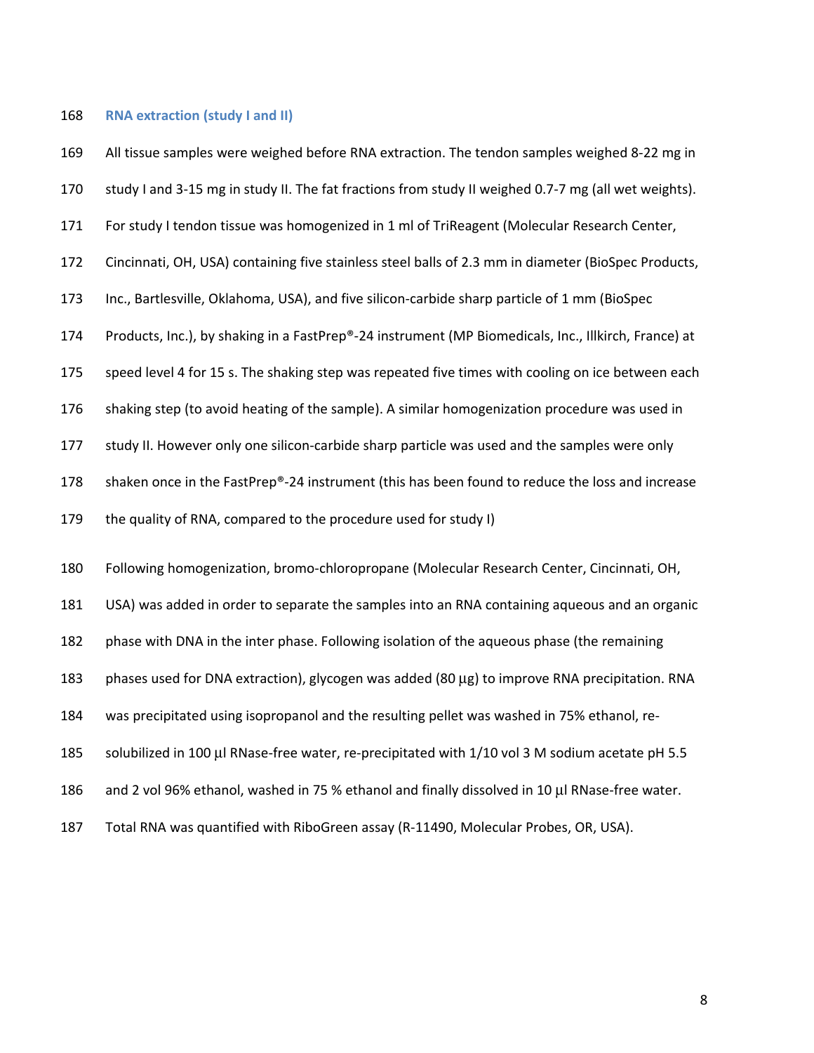### RNA extraction (study I and II)

All tissue samples were weighed before RNA extraction. The tendon samples weighed 8-22 mg in study I and 3-15 mg in study II. The fat fractions from study II weighed 0.7-7 mg (all wet weights). For study I tendon tissue was homogenized in 1 ml of TriReagent (Molecular Research Center, Cincinnati, OH, USA) containing five stainless steel balls of 2.3 mm in diameter (BioSpec Products, Inc., Bartlesville, Oklahoma, USA), and five silicon-carbide sharp particle of 1 mm (BioSpec Products, Inc.), by shaking in a FastPrep®-24 instrument (MP Biomedicals, Inc., Illkirch, France) at speed level 4 for 15 s. The shaking step was repeated five times with cooling on ice between each shaking step (to avoid heating of the sample). A similar homogenization procedure was used in study II. However only one silicon-carbide sharp particle was used and the samples were only shaken once in the FastPrep®-24 instrument (this has been found to reduce the loss and increase the quality of RNA, compared to the procedure used for study I)

Following homogenization, bromo-chloropropane (Molecular Research Center, Cincinnati, OH, USA) was added in order to separate the samples into an RNA containing aqueous and an organic phase with DNA in the inter phase. Following isolation of the aqueous phase (the remaining phases used for DNA extraction), glycogen was added (80 µg) to improve RNA precipitation. RNA was precipitated using isopropanol and the resulting pellet was washed in 75% ethanol, re-solubilized in 100 µl RNase-free water, re-precipitated with 1/10 vol 3 M sodium acetate pH 5.5 and 2 vol 96% ethanol, washed in 75 % ethanol and finally dissolved in 10 µl RNase-free water. Total RNA was quantified with RiboGreen assay (R-11490, Molecular Probes, OR, USA).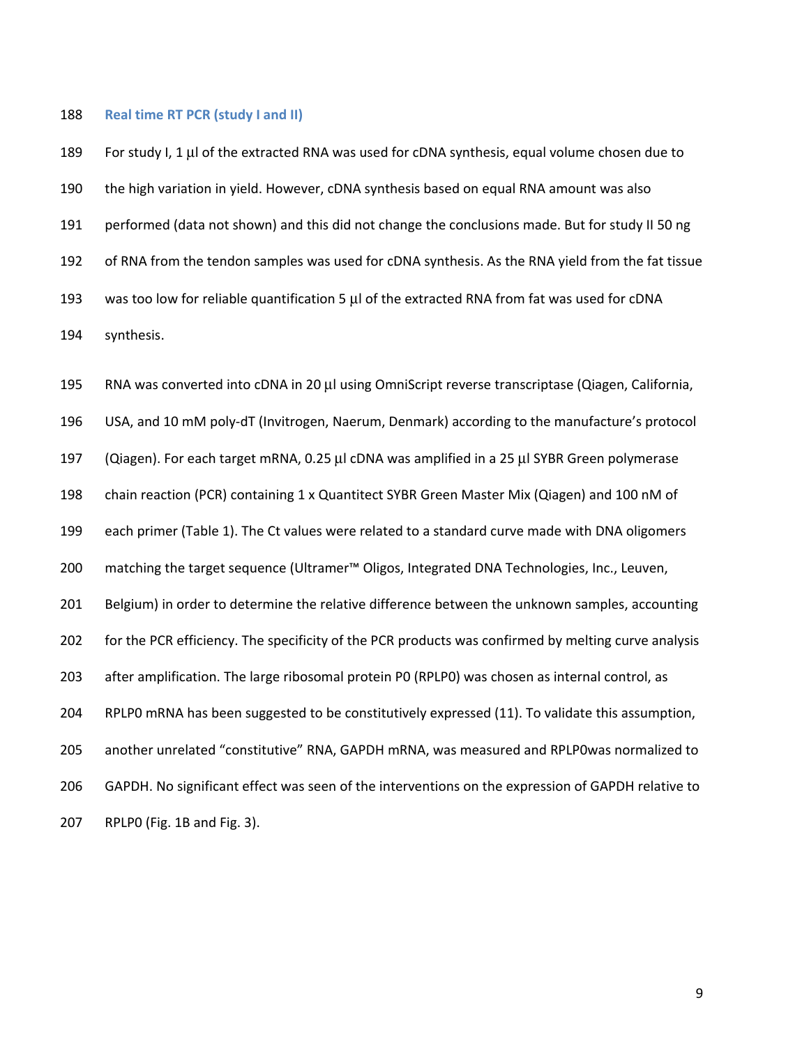## Real time RT PCR (study I and II)

For study I, 1 µl of the extracted RNA was used for cDNA synthesis, equal volume chosen due to the high variation in yield. However, cDNA synthesis based on equal RNA amount was also performed (data not shown) and this did not change the conclusions made. But for study II 50 ng of RNA from the tendon samples was used for cDNA synthesis. As the RNA yield from the fat tissue was too low for reliable quantification 5 µl of the extracted RNA from fat was used for cDNA synthesis.

RNA was converted into cDNA in 20 µl using OmniScript reverse transcriptase (Qiagen, California, USA, and 10 mM poly-dT (Invitrogen, Naerum, Denmark) according to the manufacture's protocol (Qiagen). For each target mRNA, 0.25 µl cDNA was amplified in a 25 µl SYBR Green polymerase chain reaction (PCR) containing 1 x Quantitect SYBR Green Master Mix (Qiagen) and 100 nM of each primer (Table 1). The Ct values were related to a standard curve made with DNA oligomers matching the target sequence (Ultramer™ Oligos, Integrated DNA Technologies, Inc., Leuven, Belgium) in order to determine the relative difference between the unknown samples, accounting for the PCR efficiency. The specificity of the PCR products was confirmed by melting curve analysis after amplification. The large ribosomal protein P0 (RPLP0) was chosen as internal control, as RPLP0 mRNA has been suggested to be constitutively expressed (11). To validate this assumption, another unrelated "constitutive" RNA, GAPDH mRNA, was measured and RPLP0was normalized to GAPDH. No significant effect was seen of the interventions on the expression of GAPDH relative to RPLP0 (Fig. 1B and Fig. 3).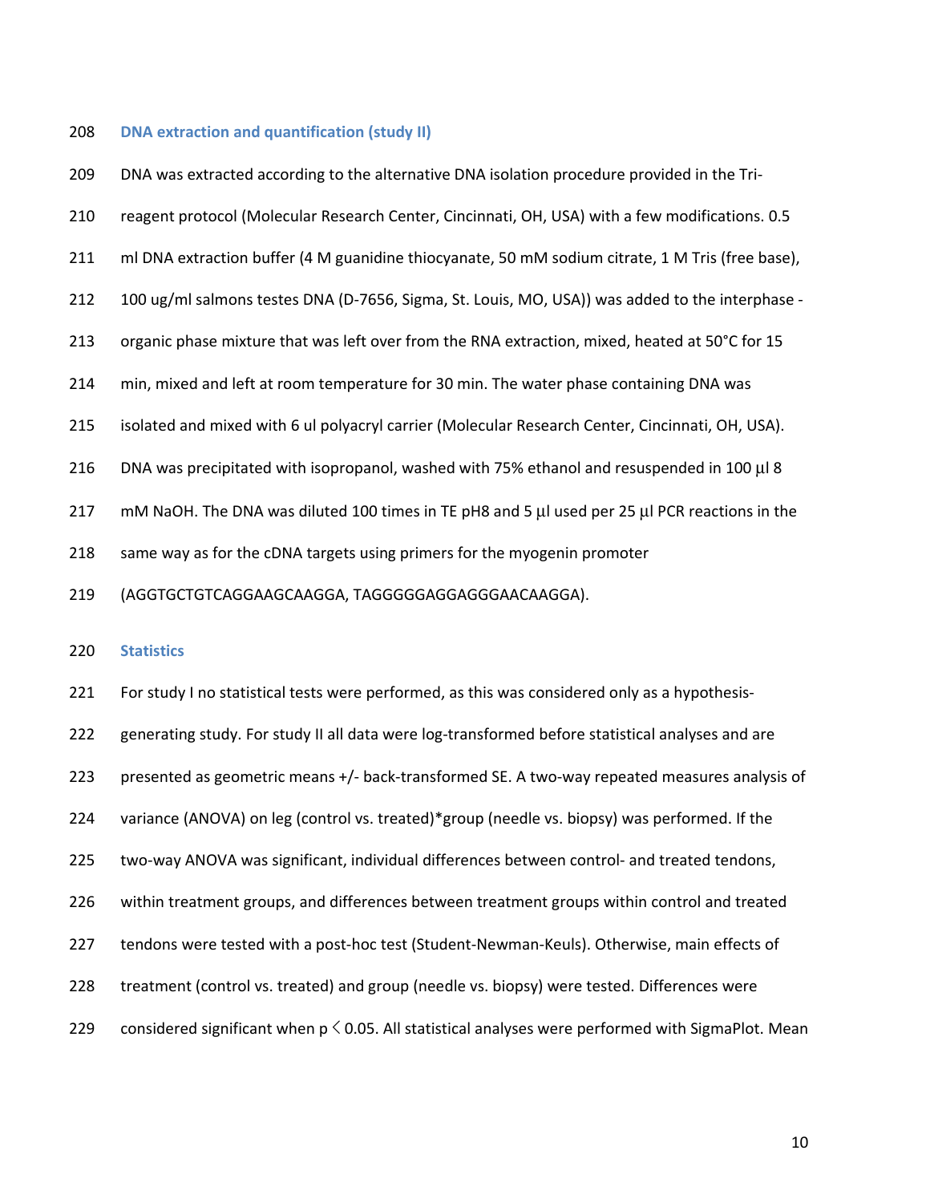### DNA extraction and quantification (study II)

DNA was extracted according to the alternative DNA isolation procedure provided in the Tri-reagent protocol (Molecular Research Center, Cincinnati, OH, USA) with a few modifications. 0.5 ml DNA extraction buffer (4 M guanidine thiocyanate, 50 mM sodium citrate, 1 M Tris (free base), 100 ug/ml salmons testes DNA (D-7656, Sigma, St. Louis, MO, USA)) was added to the interphase - organic phase mixture that was left over from the RNA extraction, mixed, heated at 50°C for 15 min, mixed and left at room temperature for 30 min. The water phase containing DNA was isolated and mixed with 6 ul polyacryl carrier (Molecular Research Center, Cincinnati, OH, USA). DNA was precipitated with isopropanol, washed with 75% ethanol and resuspended in 100 µl 8 mM NaOH. The DNA was diluted 100 times in TE pH8 and 5 µl used per 25 µl PCR reactions in the same way as for the cDNA targets using primers for the myogenin promoter (AGGTGCTGTCAGGAAGCAAGGA, TAGGGGGAGGAGGGAACAAGGA).

### Statistics

For study I no statistical tests were performed, as this was considered only as a hypothesis-generating study. For study II all data were log-transformed before statistical analyses and are presented as geometric means +/- back-transformed SE. A two-way repeated measures analysis of variance (ANOVA) on leg (control vs. treated)*group (needle vs. biopsy) was performed. If the two-way ANOVA was significant, individual differences between control- and treated tendons, within treatment groups, and differences between treatment groups within control and treated tendons were tested with a post-hoc test (Student-Newman-Keuls). Otherwise, main effects of treatment (control vs. treated) and group (needle vs. biopsy) were tested. Differences were considered significant when $p < 0.05$. All statistical analyses were performed with SigmaPlot. Mean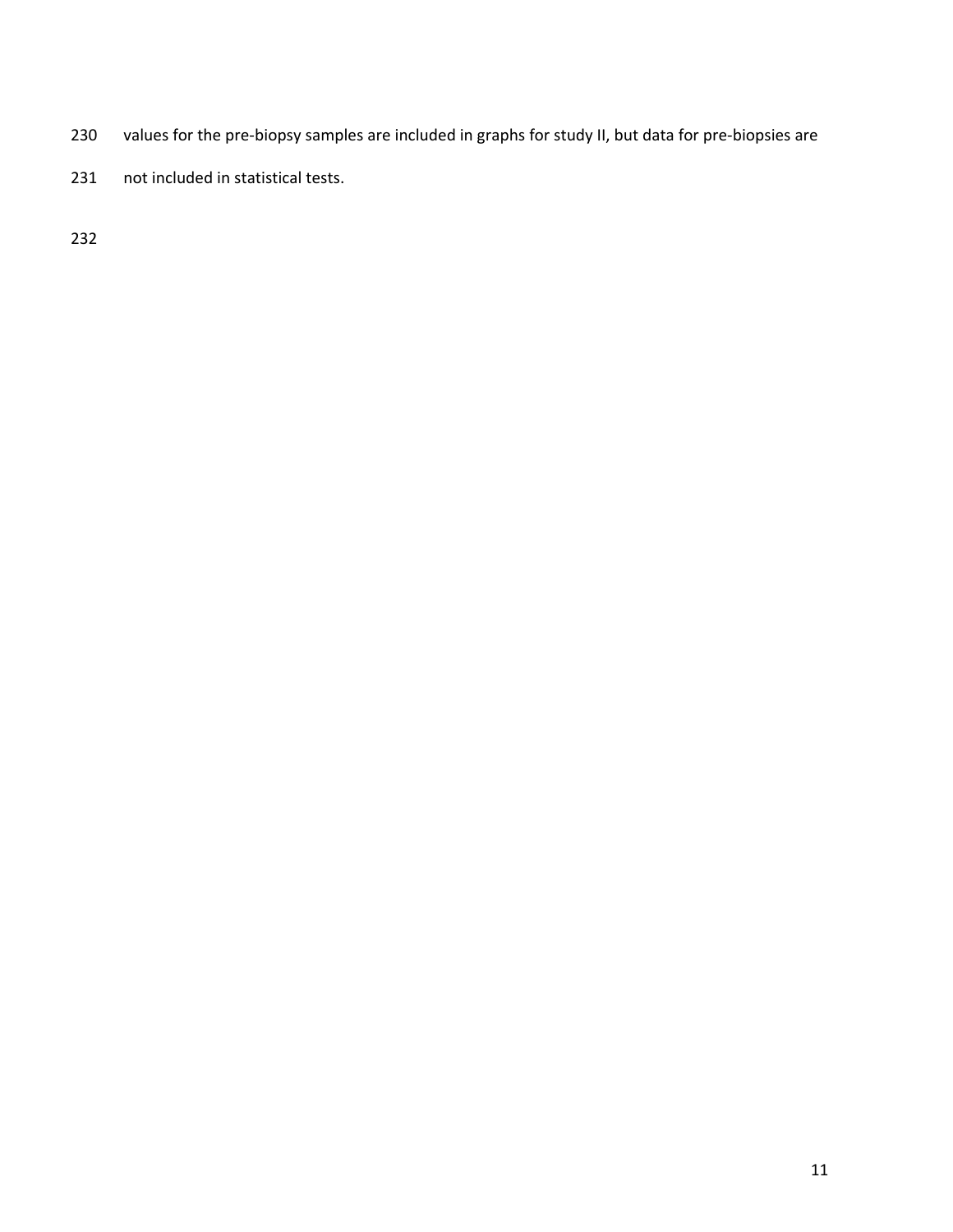values for the pre-biopsy samples are included in graphs for study II, but data for pre-biopsies are not included in statistical tests.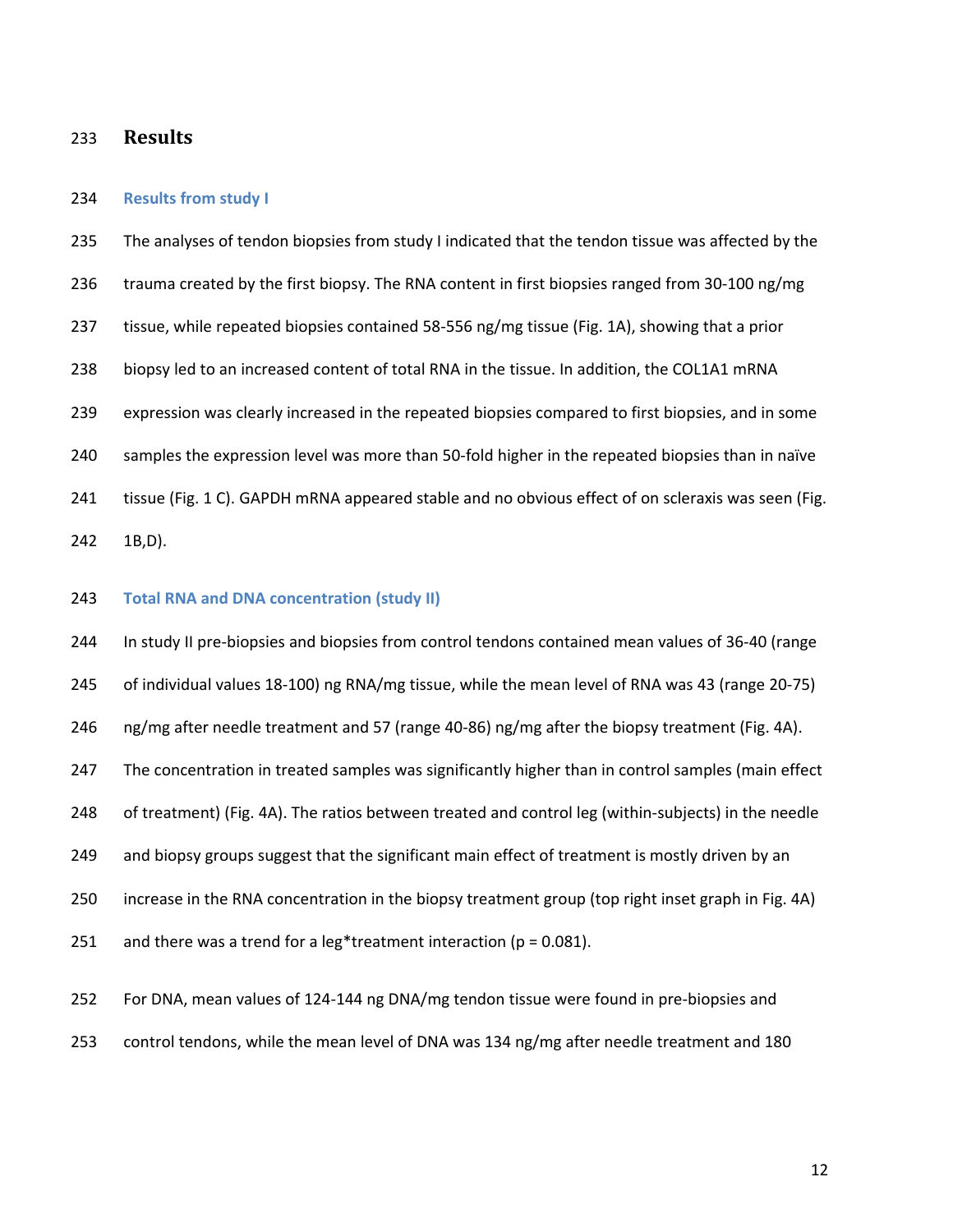# Results

## Results from study I

The analyses of tendon biopsies from study I indicated that the tendon tissue was affected by the trauma created by the first biopsy. The RNA content in first biopsies ranged from 30-100 ng/mg tissue, while repeated biopsies contained 58-556 ng/mg tissue (Fig. 1A), showing that a prior biopsy led to an increased content of total RNA in the tissue. In addition, the COL1A1 mRNA expression was clearly increased in the repeated biopsies compared to first biopsies, and in some samples the expression level was more than 50-fold higher in the repeated biopsies than in naïve tissue (Fig. 1 C). GAPDH mRNA appeared stable and no obvious effect of on scleraxis was seen (Fig. 1B,D).

## Total RNA and DNA concentration (study II)

In study II pre-biopsies and biopsies from control tendons contained mean values of 36-40 (range of individual values 18-100) ng RNA/mg tissue, while the mean level of RNA was 43 (range 20-75) ng/mg after needle treatment and 57 (range 40-86) ng/mg after the biopsy treatment (Fig. 4A). The concentration in treated samples was significantly higher than in control samples (main effect of treatment) (Fig. 4A). The ratios between treated and control leg (within-subjects) in the needle and biopsy groups suggest that the significant main effect of treatment is mostly driven by an increase in the RNA concentration in the biopsy treatment group (top right inset graph in Fig. 4A) and there was a trend for a leg*treatment interaction ($p = 0.081$).

For DNA, mean values of 124-144 ng DNA/mg tendon tissue were found in pre-biopsies and control tendons, while the mean level of DNA was 134 ng/mg after needle treatment and 180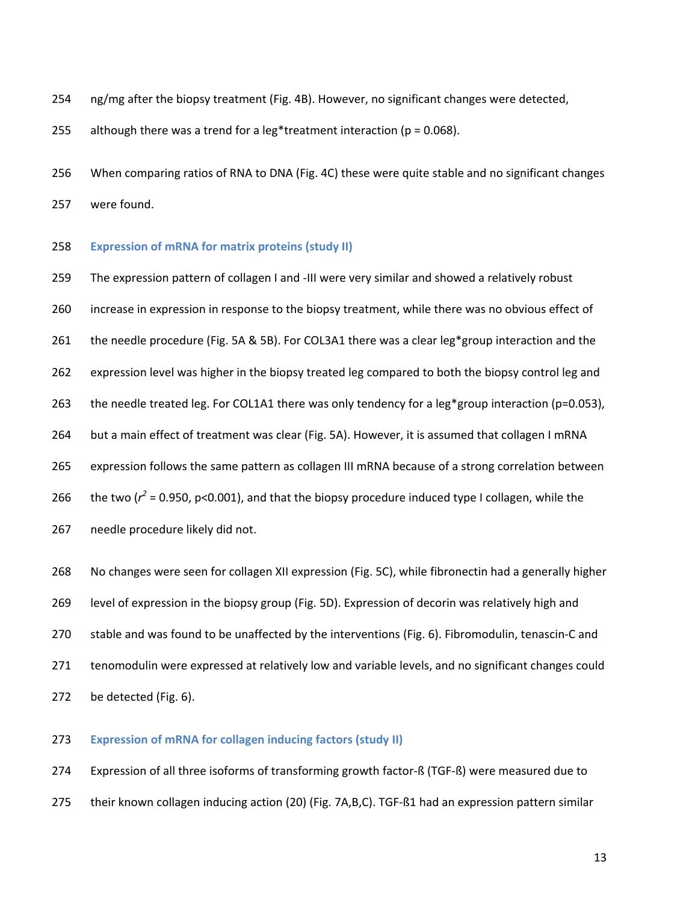ng/mg after the biopsy treatment (Fig. 4B). However, no significant changes were detected, although there was a trend for a leg*treatment interaction ($p = 0.068$).

When comparing ratios of RNA to DNA (Fig. 4C) these were quite stable and no significant changes were found.

### Expression of mRNA for matrix proteins (study II)

The expression pattern of collagen I and -III were very similar and showed a relatively robust increase in expression in response to the biopsy treatment, while there was no obvious effect of the needle procedure (Fig. 5A & 5B). For COL3A1 there was a clear leg*group interaction and the expression level was higher in the biopsy treated leg compared to both the biopsy control leg and the needle treated leg. For COL1A1 there was only tendency for a leg*group interaction ($p=0.053$), but a main effect of treatment was clear (Fig. 5A). However, it is assumed that collagen I mRNA expression follows the same pattern as collagen III mRNA because of a strong correlation between the two ($r^2 = 0.950$, $p<0.001$), and that the biopsy procedure induced type I collagen, while the needle procedure likely did not.

No changes were seen for collagen XII expression (Fig. 5C), while fibronectin had a generally higher level of expression in the biopsy group (Fig. 5D). Expression of decorin was relatively high and stable and was found to be unaffected by the interventions (Fig. 6). Fibromodulin, tenascin-C and tenomodulin were expressed at relatively low and variable levels, and no significant changes could be detected (Fig. 6).

### Expression of mRNA for collagen inducing factors (study II)

Expression of all three isoforms of transforming growth factor-ß (TGF-ß) were measured due to their known collagen inducing action (20) (Fig. 7A,B,C). TGF-ß1 had an expression pattern similar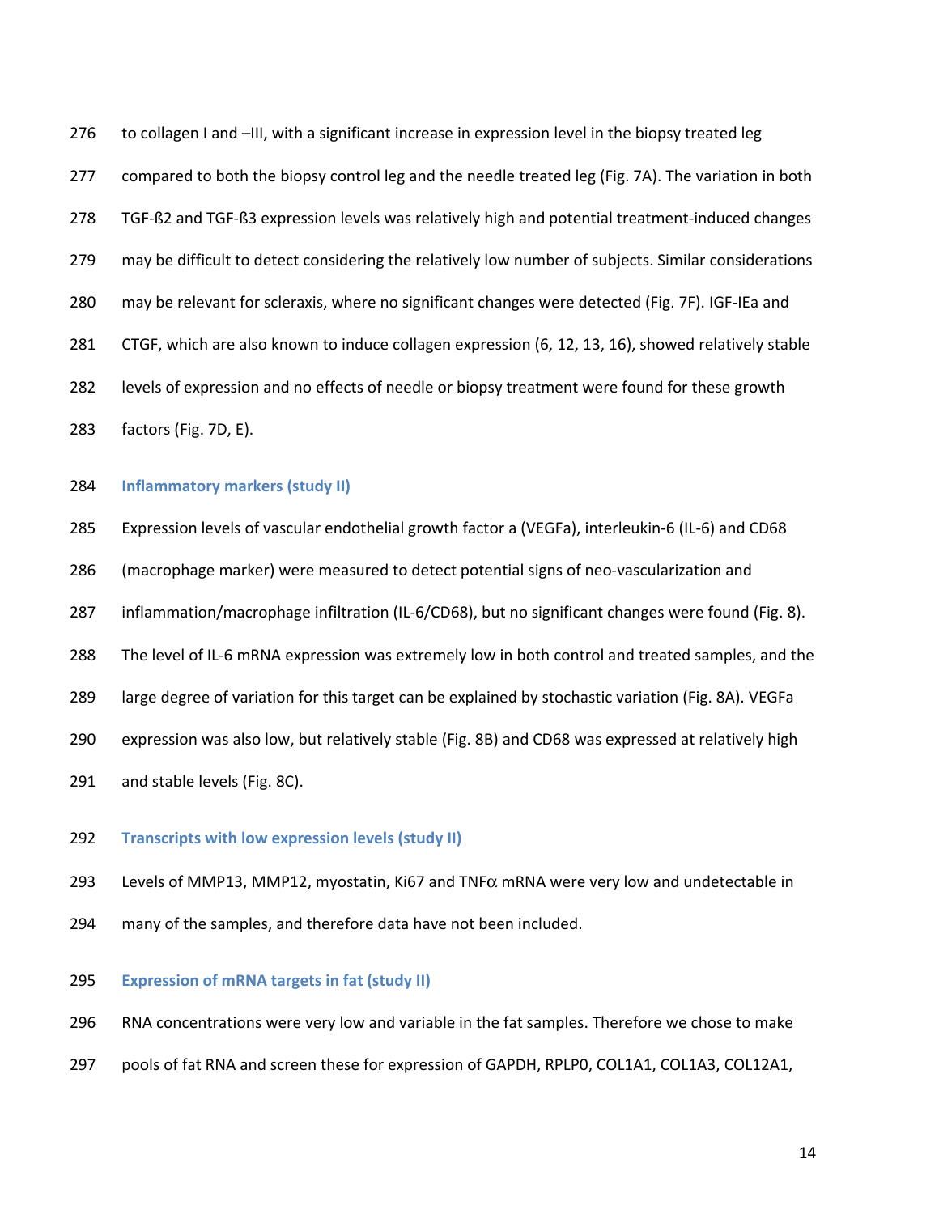to collagen I and –III, with a significant increase in expression level in the biopsy treated leg compared to both the biopsy control leg and the needle treated leg (Fig. 7A). The variation in both TGF-ß2 and TGF-ß3 expression levels was relatively high and potential treatment-induced changes may be difficult to detect considering the relatively low number of subjects. Similar considerations may be relevant for scleraxis, where no significant changes were detected (Fig. 7F). IGF-IEa and CTGF, which are also known to induce collagen expression (6, 12, 13, 16), showed relatively stable levels of expression and no effects of needle or biopsy treatment were found for these growth factors (Fig. 7D, E).

### Inflammatory markers (study II)

Expression levels of vascular endothelial growth factor a (VEGFa), interleukin-6 (IL-6) and CD68 (macrophage marker) were measured to detect potential signs of neo-vascularization and inflammation/macrophage infiltration (IL-6/CD68), but no significant changes were found (Fig. 8). The level of IL-6 mRNA expression was extremely low in both control and treated samples, and the large degree of variation for this target can be explained by stochastic variation (Fig. 8A). VEGFa expression was also low, but relatively stable (Fig. 8B) and CD68 was expressed at relatively high and stable levels (Fig. 8C).

### Transcripts with low expression levels (study II)

Levels of MMP13, MMP12, myostatin, Ki67 and TNF$\alpha$ mRNA were very low and undetectable in many of the samples, and therefore data have not been included.

### Expression of mRNA targets in fat (study II)

RNA concentrations were very low and variable in the fat samples. Therefore we chose to make pools of fat RNA and screen these for expression of GAPDH, RPLP0, COL1A1, COL1A3, COL12A1,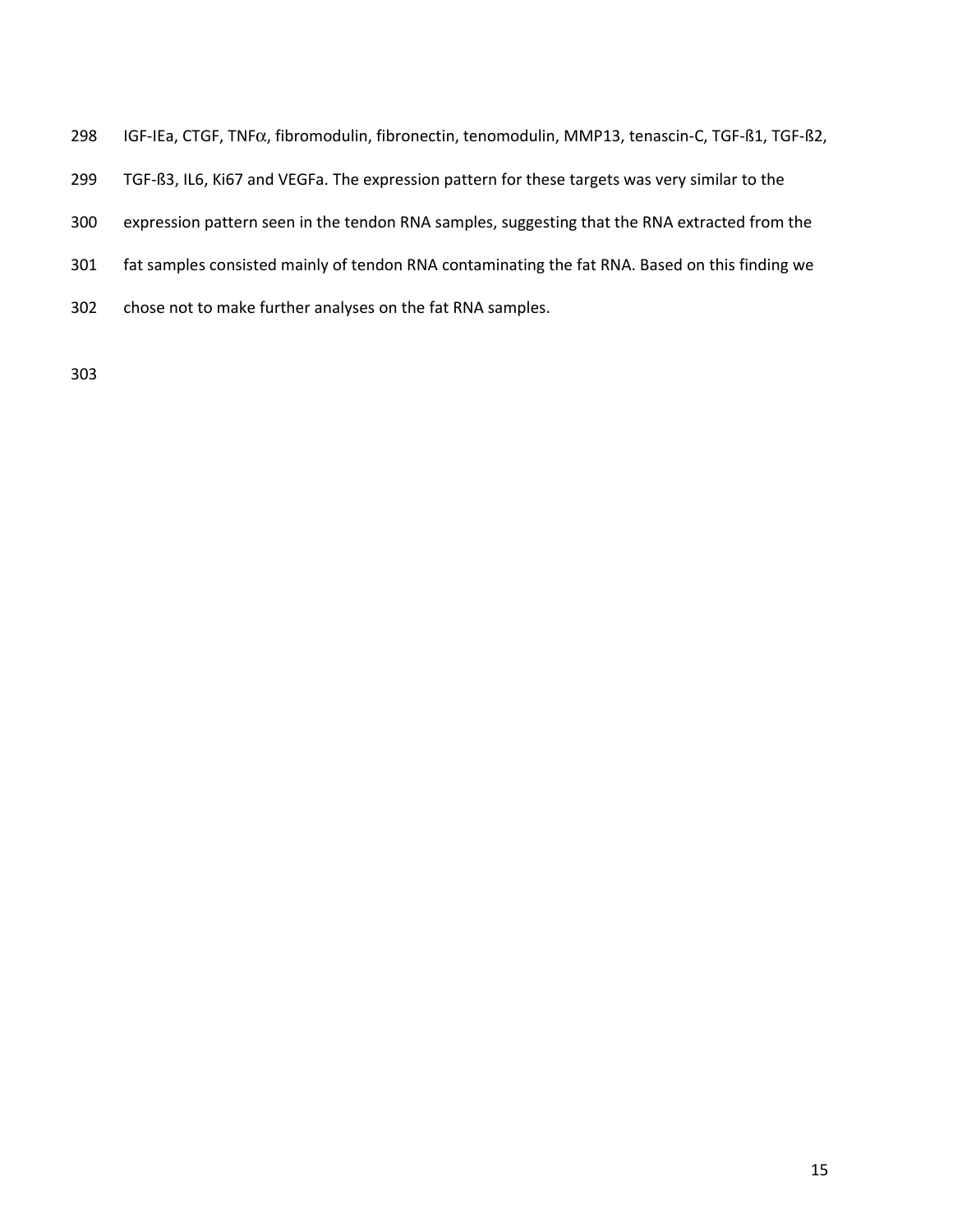IGF-IEa, CTGF, TNF$\alpha$, fibromodulin, fibronectin, tenomodulin, MMP13, tenascin-C, TGF-ß1, TGF-ß2, TGF-ß3, IL6, Ki67 and VEGFa. The expression pattern for these targets was very similar to the expression pattern seen in the tendon RNA samples, suggesting that the RNA extracted from the fat samples consisted mainly of tendon RNA contaminating the fat RNA. Based on this finding we chose not to make further analyses on the fat RNA samples.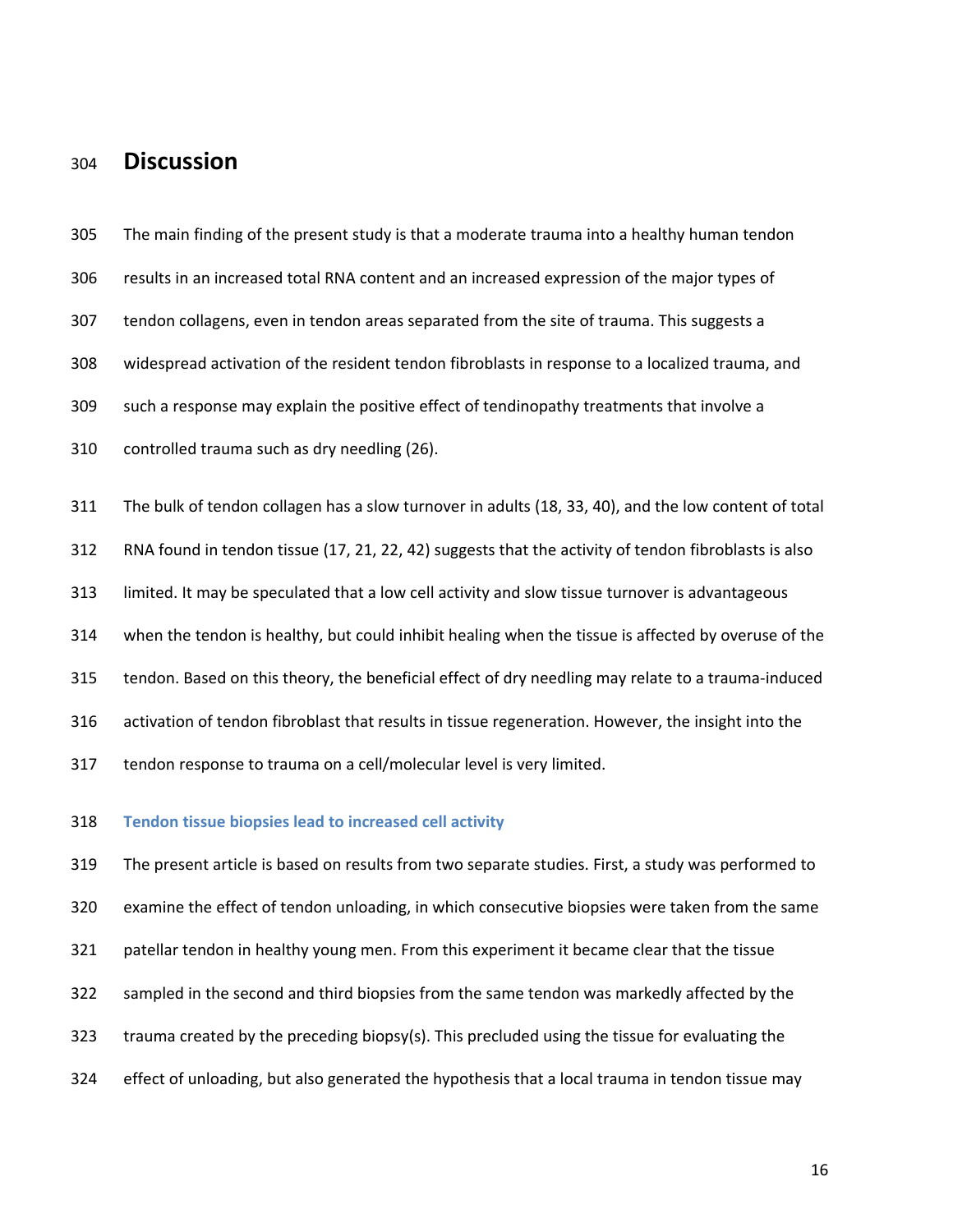# Discussion

The main finding of the present study is that a moderate trauma into a healthy human tendon results in an increased total RNA content and an increased expression of the major types of tendon collagens, even in tendon areas separated from the site of trauma. This suggests a widespread activation of the resident tendon fibroblasts in response to a localized trauma, and such a response may explain the positive effect of tendinopathy treatments that involve a controlled trauma such as dry needling (26).

The bulk of tendon collagen has a slow turnover in adults (18, 33, 40), and the low content of total RNA found in tendon tissue (17, 21, 22, 42) suggests that the activity of tendon fibroblasts is also limited. It may be speculated that a low cell activity and slow tissue turnover is advantageous when the tendon is healthy, but could inhibit healing when the tissue is affected by overuse of the tendon. Based on this theory, the beneficial effect of dry needling may relate to a trauma-induced activation of tendon fibroblast that results in tissue regeneration. However, the insight into the tendon response to trauma on a cell/molecular level is very limited.

## Tendon tissue biopsies lead to increased cell activity

The present article is based on results from two separate studies. First, a study was performed to examine the effect of tendon unloading, in which consecutive biopsies were taken from the same patellar tendon in healthy young men. From this experiment it became clear that the tissue sampled in the second and third biopsies from the same tendon was markedly affected by the trauma created by the preceding biopsy(s). This precluded using the tissue for evaluating the effect of unloading, but also generated the hypothesis that a local trauma in tendon tissue may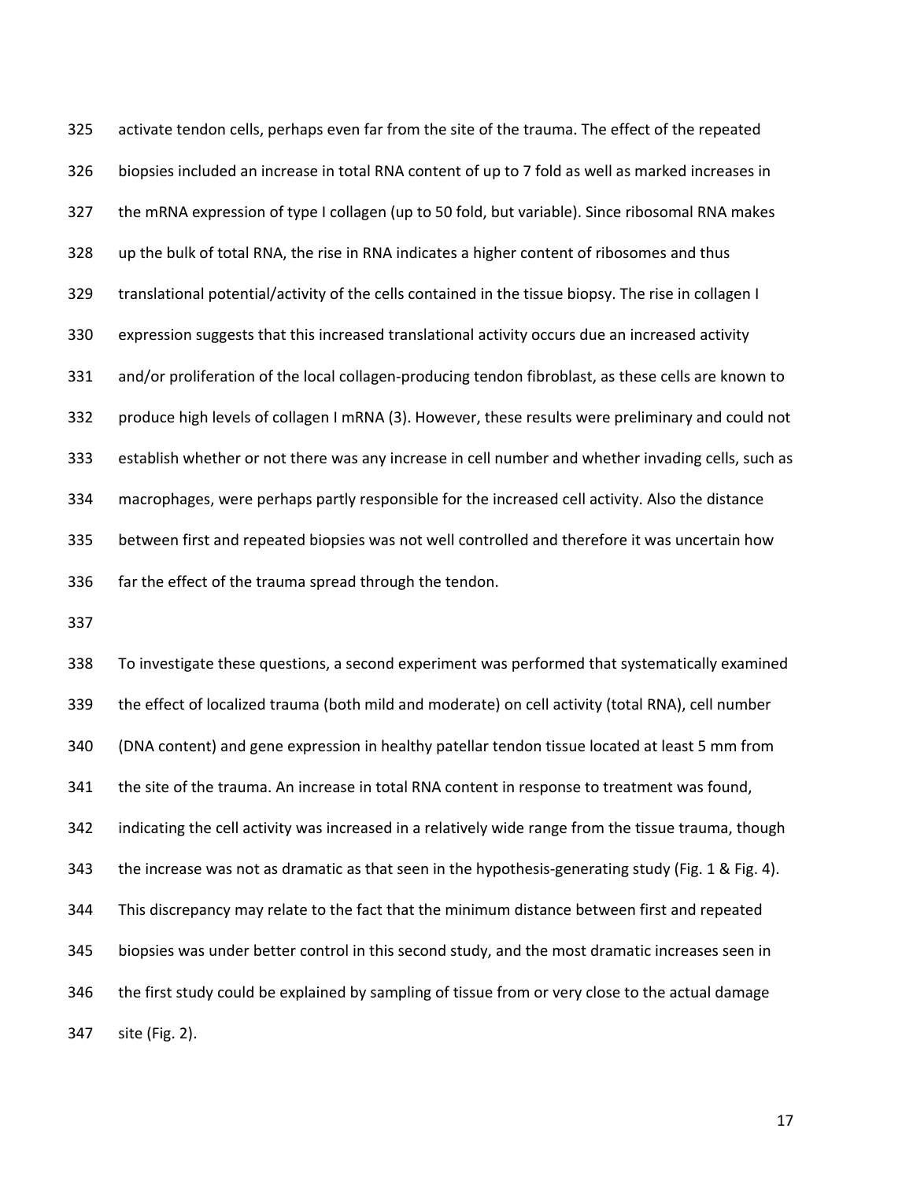activate tendon cells, perhaps even far from the site of the trauma. The effect of the repeated biopsies included an increase in total RNA content of up to 7 fold as well as marked increases in the mRNA expression of type I collagen (up to 50 fold, but variable). Since ribosomal RNA makes up the bulk of total RNA, the rise in RNA indicates a higher content of ribosomes and thus translational potential/activity of the cells contained in the tissue biopsy. The rise in collagen I expression suggests that this increased translational activity occurs due an increased activity and/or proliferation of the local collagen-producing tendon fibroblast, as these cells are known to produce high levels of collagen I mRNA (3). However, these results were preliminary and could not establish whether or not there was any increase in cell number and whether invading cells, such as macrophages, were perhaps partly responsible for the increased cell activity. Also the distance between first and repeated biopsies was not well controlled and therefore it was uncertain how far the effect of the trauma spread through the tendon.

To investigate these questions, a second experiment was performed that systematically examined the effect of localized trauma (both mild and moderate) on cell activity (total RNA), cell number (DNA content) and gene expression in healthy patellar tendon tissue located at least 5 mm from the site of the trauma. An increase in total RNA content in response to treatment was found, indicating the cell activity was increased in a relatively wide range from the tissue trauma, though the increase was not as dramatic as that seen in the hypothesis-generating study (Fig. 1 & Fig. 4). This discrepancy may relate to the fact that the minimum distance between first and repeated biopsies was under better control in this second study, and the most dramatic increases seen in the first study could be explained by sampling of tissue from or very close to the actual damage site (Fig. 2).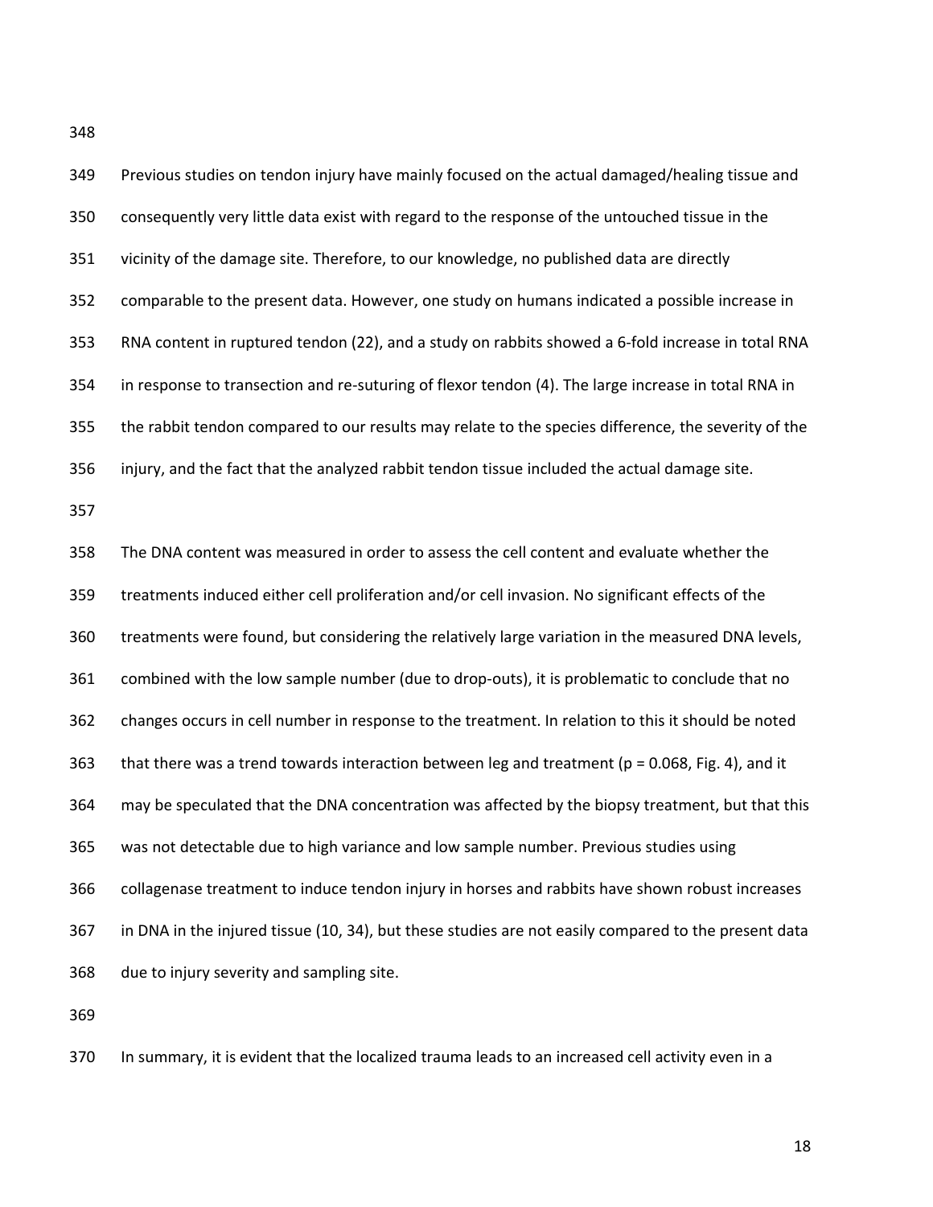Previous studies on tendon injury have mainly focused on the actual damaged/healing tissue and consequently very little data exist with regard to the response of the untouched tissue in the vicinity of the damage site. Therefore, to our knowledge, no published data are directly comparable to the present data. However, one study on humans indicated a possible increase in RNA content in ruptured tendon (22), and a study on rabbits showed a 6-fold increase in total RNA in response to transection and re-suturing of flexor tendon (4). The large increase in total RNA in the rabbit tendon compared to our results may relate to the species difference, the severity of the injury, and the fact that the analyzed rabbit tendon tissue included the actual damage site.

The DNA content was measured in order to assess the cell content and evaluate whether the treatments induced either cell proliferation and/or cell invasion. No significant effects of the treatments were found, but considering the relatively large variation in the measured DNA levels, combined with the low sample number (due to drop-outs), it is problematic to conclude that no changes occurs in cell number in response to the treatment. In relation to this it should be noted that there was a trend towards interaction between leg and treatment ($p = 0.068$, Fig. 4), and it may be speculated that the DNA concentration was affected by the biopsy treatment, but that this was not detectable due to high variance and low sample number. Previous studies using collagenase treatment to induce tendon injury in horses and rabbits have shown robust increases in DNA in the injured tissue (10, 34), but these studies are not easily compared to the present data due to injury severity and sampling site.

In summary, it is evident that the localized trauma leads to an increased cell activity even in a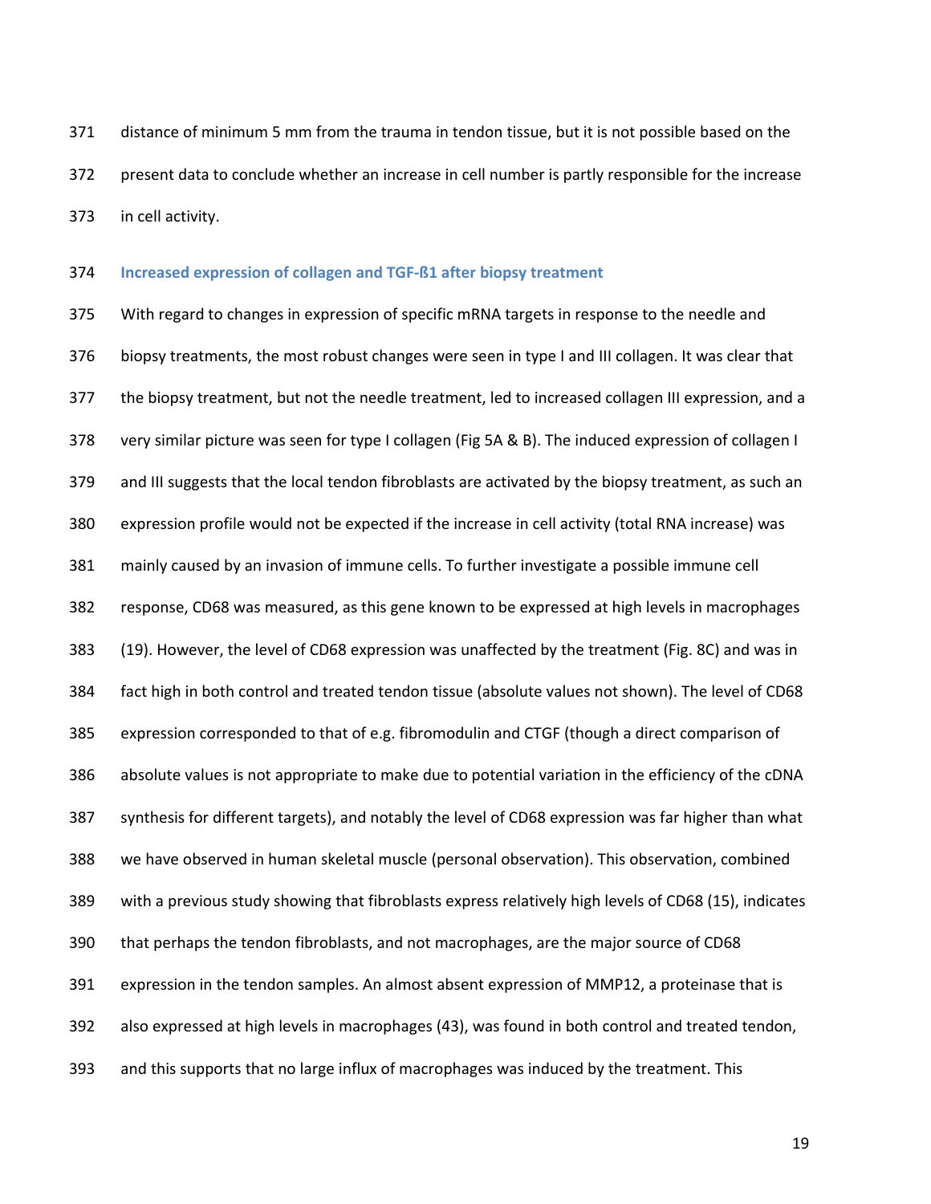distance of minimum 5 mm from the trauma in tendon tissue, but it is not possible based on the present data to conclude whether an increase in cell number is partly responsible for the increase in cell activity.

### Increased expression of collagen and TGF-ß1 after biopsy treatment

With regard to changes in expression of specific mRNA targets in response to the needle and biopsy treatments, the most robust changes were seen in type I and III collagen. It was clear that the biopsy treatment, but not the needle treatment, led to increased collagen III expression, and a very similar picture was seen for type I collagen (Fig 5A & B). The induced expression of collagen I and III suggests that the local tendon fibroblasts are activated by the biopsy treatment, as such an expression profile would not be expected if the increase in cell activity (total RNA increase) was mainly caused by an invasion of immune cells. To further investigate a possible immune cell response, CD68 was measured, as this gene known to be expressed at high levels in macrophages (19). However, the level of CD68 expression was unaffected by the treatment (Fig. 8C) and was in fact high in both control and treated tendon tissue (absolute values not shown). The level of CD68 expression corresponded to that of e.g. fibromodulin and CTGF (though a direct comparison of absolute values is not appropriate to make due to potential variation in the efficiency of the cDNA synthesis for different targets), and notably the level of CD68 expression was far higher than what we have observed in human skeletal muscle (personal observation). This observation, combined with a previous study showing that fibroblasts express relatively high levels of CD68 (15), indicates that perhaps the tendon fibroblasts, and not macrophages, are the major source of CD68 expression in the tendon samples. An almost absent expression of MMP12, a proteinase that is also expressed at high levels in macrophages (43), was found in both control and treated tendon, and this supports that no large influx of macrophages was induced by the treatment. This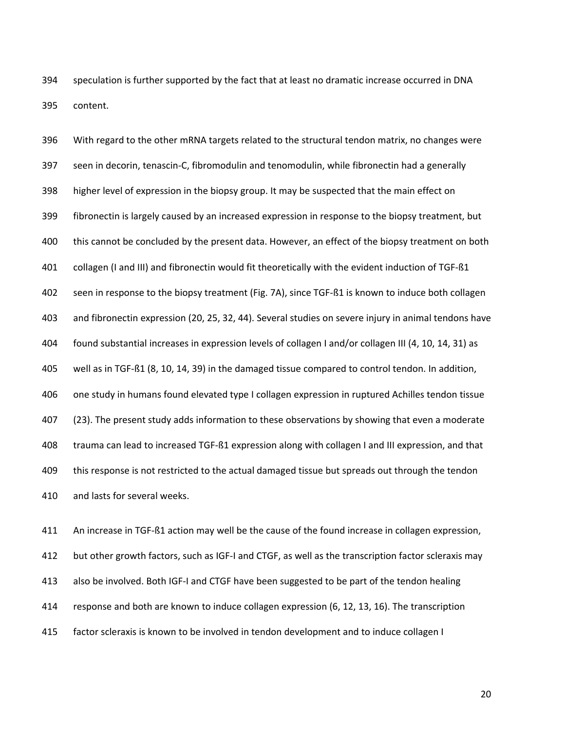speculation is further supported by the fact that at least no dramatic increase occurred in DNA content.

With regard to the other mRNA targets related to the structural tendon matrix, no changes were seen in decorin, tenascin-C, fibromodulin and tenomodulin, while fibronectin had a generally higher level of expression in the biopsy group. It may be suspected that the main effect on fibronectin is largely caused by an increased expression in response to the biopsy treatment, but this cannot be concluded by the present data. However, an effect of the biopsy treatment on both collagen (I and III) and fibronectin would fit theoretically with the evident induction of TGF-ß1 seen in response to the biopsy treatment (Fig. 7A), since TGF-ß1 is known to induce both collagen and fibronectin expression (20, 25, 32, 44). Several studies on severe injury in animal tendons have found substantial increases in expression levels of collagen I and/or collagen III (4, 10, 14, 31) as well as in TGF-ß1 (8, 10, 14, 39) in the damaged tissue compared to control tendon. In addition, one study in humans found elevated type I collagen expression in ruptured Achilles tendon tissue (23). The present study adds information to these observations by showing that even a moderate trauma can lead to increased TGF-ß1 expression along with collagen I and III expression, and that this response is not restricted to the actual damaged tissue but spreads out through the tendon and lasts for several weeks.

An increase in TGF-ß1 action may well be the cause of the found increase in collagen expression, but other growth factors, such as IGF-I and CTGF, as well as the transcription factor scleraxis may also be involved. Both IGF-I and CTGF have been suggested to be part of the tendon healing response and both are known to induce collagen expression (6, 12, 13, 16). The transcription factor scleraxis is known to be involved in tendon development and to induce collagen I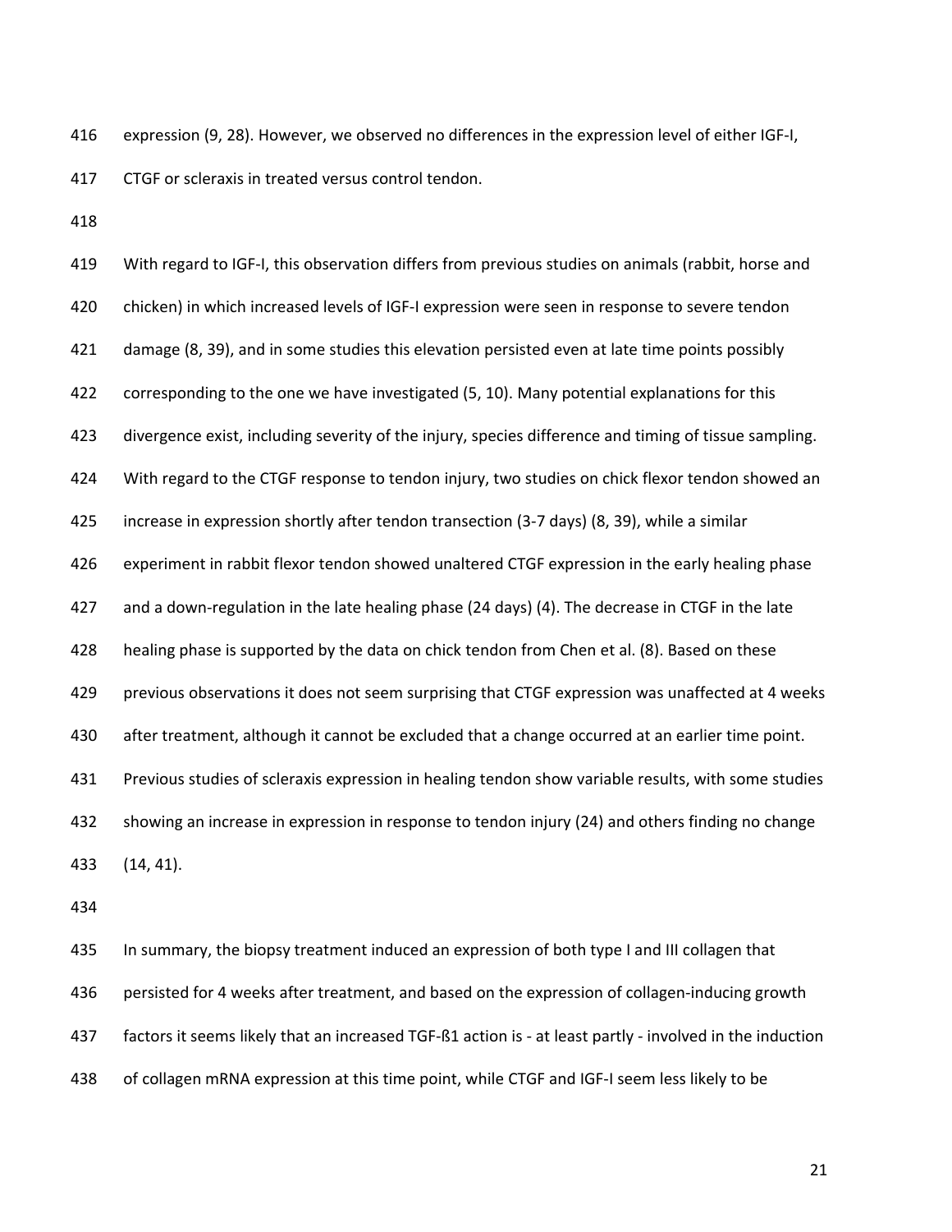expression (9, 28). However, we observed no differences in the expression level of either IGF-I, CTGF or scleraxis in treated versus control tendon.

With regard to IGF-I, this observation differs from previous studies on animals (rabbit, horse and chicken) in which increased levels of IGF-I expression were seen in response to severe tendon damage (8, 39), and in some studies this elevation persisted even at late time points possibly corresponding to the one we have investigated (5, 10). Many potential explanations for this divergence exist, including severity of the injury, species difference and timing of tissue sampling. With regard to the CTGF response to tendon injury, two studies on chick flexor tendon showed an increase in expression shortly after tendon transection (3-7 days) (8, 39), while a similar experiment in rabbit flexor tendon showed unaltered CTGF expression in the early healing phase and a down-regulation in the late healing phase (24 days) (4). The decrease in CTGF in the late healing phase is supported by the data on chick tendon from Chen et al. (8). Based on these previous observations it does not seem surprising that CTGF expression was unaffected at 4 weeks after treatment, although it cannot be excluded that a change occurred at an earlier time point. Previous studies of scleraxis expression in healing tendon show variable results, with some studies showing an increase in expression in response to tendon injury (24) and others finding no change (14, 41).

In summary, the biopsy treatment induced an expression of both type I and III collagen that persisted for 4 weeks after treatment, and based on the expression of collagen-inducing growth factors it seems likely that an increased TGF-ß1 action is - at least partly - involved in the induction of collagen mRNA expression at this time point, while CTGF and IGF-I seem less likely to be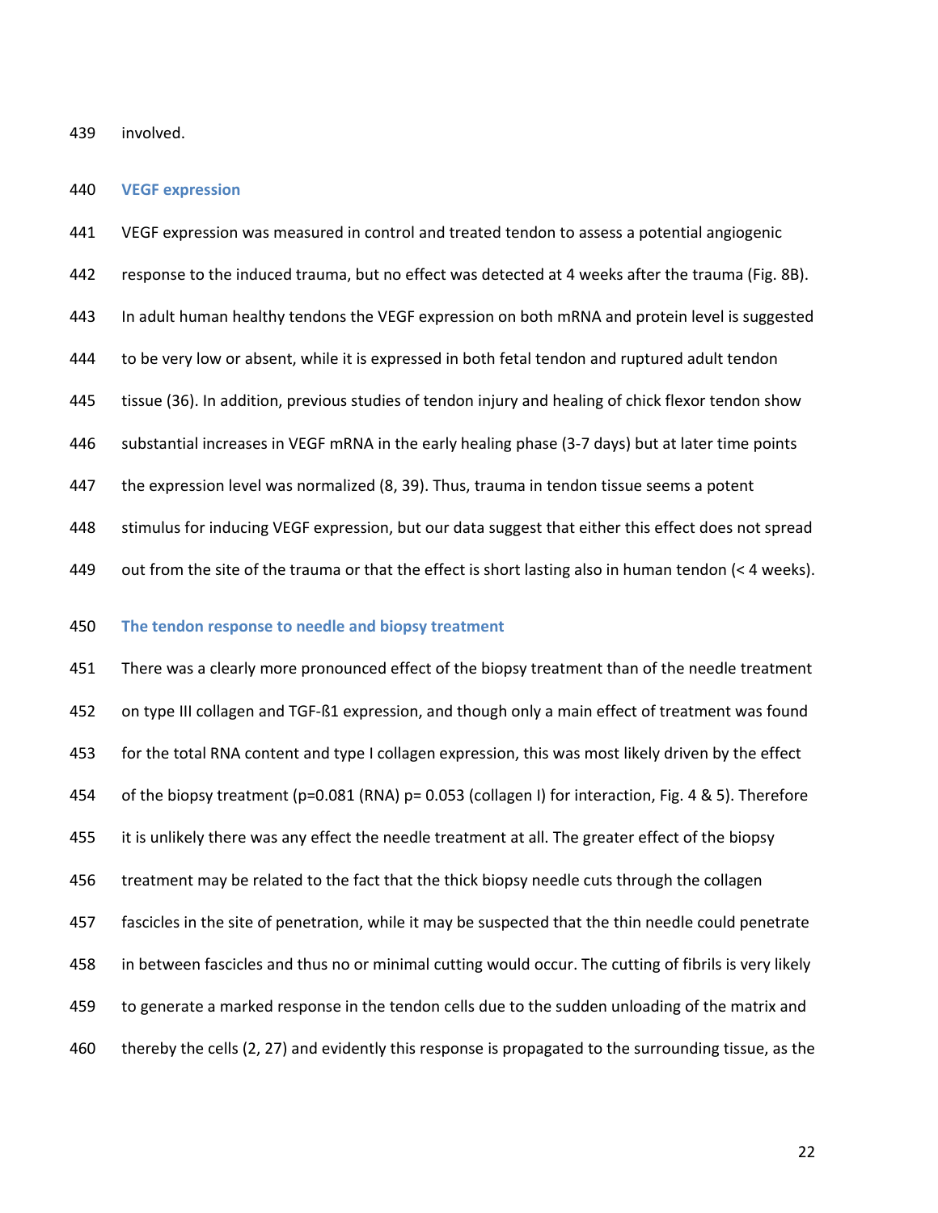involved.

## VEGF expression

VEGF expression was measured in control and treated tendon to assess a potential angiogenic response to the induced trauma, but no effect was detected at 4 weeks after the trauma (Fig. 8B). In adult human healthy tendons the VEGF expression on both mRNA and protein level is suggested to be very low or absent, while it is expressed in both fetal tendon and ruptured adult tendon tissue (36). In addition, previous studies of tendon injury and healing of chick flexor tendon show substantial increases in VEGF mRNA in the early healing phase (3-7 days) but at later time points the expression level was normalized (8, 39). Thus, trauma in tendon tissue seems a potent stimulus for inducing VEGF expression, but our data suggest that either this effect does not spread out from the site of the trauma or that the effect is short lasting also in human tendon (< 4 weeks).

## The tendon response to needle and biopsy treatment

There was a clearly more pronounced effect of the biopsy treatment than of the needle treatment on type III collagen and TGF-ß1 expression, and though only a main effect of treatment was found for the total RNA content and type I collagen expression, this was most likely driven by the effect of the biopsy treatment ($p=0.081$ (RNA) $p= 0.053$ (collagen I) for interaction, Fig. 4 & 5). Therefore it is unlikely there was any effect the needle treatment at all. The greater effect of the biopsy treatment may be related to the fact that the thick biopsy needle cuts through the collagen fascicles in the site of penetration, while it may be suspected that the thin needle could penetrate in between fascicles and thus no or minimal cutting would occur. The cutting of fibrils is very likely to generate a marked response in the tendon cells due to the sudden unloading of the matrix and thereby the cells (2, 27) and evidently this response is propagated to the surrounding tissue, as the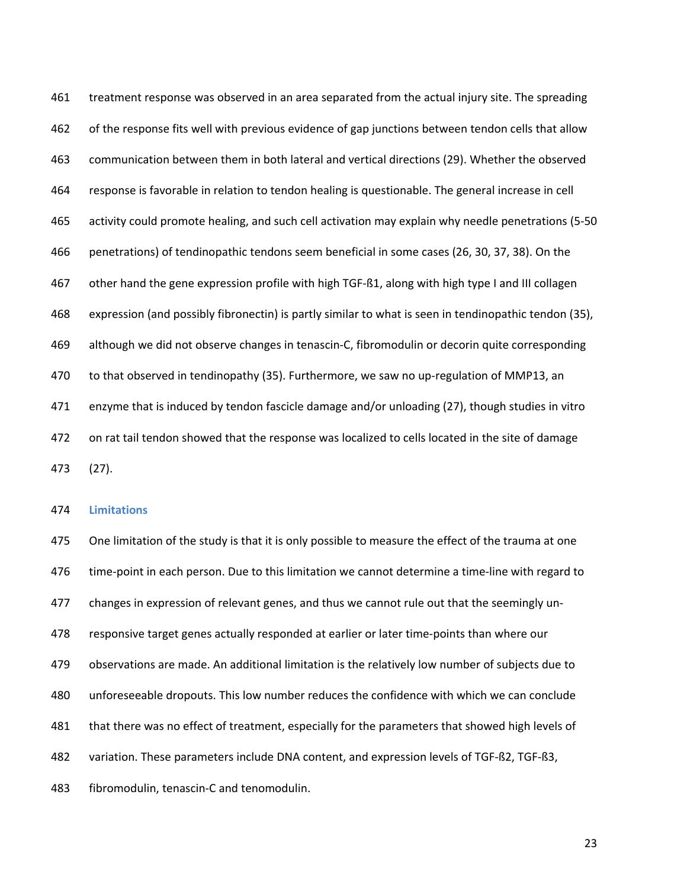treatment response was observed in an area separated from the actual injury site. The spreading of the response fits well with previous evidence of gap junctions between tendon cells that allow communication between them in both lateral and vertical directions (29). Whether the observed response is favorable in relation to tendon healing is questionable. The general increase in cell activity could promote healing, and such cell activation may explain why needle penetrations (5-50 penetrations) of tendinopathic tendons seem beneficial in some cases (26, 30, 37, 38). On the other hand the gene expression profile with high TGF-ß1, along with high type I and III collagen expression (and possibly fibronectin) is partly similar to what is seen in tendinopathic tendon (35), although we did not observe changes in tenascin-C, fibromodulin or decorin quite corresponding to that observed in tendinopathy (35). Furthermore, we saw no up-regulation of MMP13, an enzyme that is induced by tendon fascicle damage and/or unloading (27), though studies in vitro on rat tail tendon showed that the response was localized to cells located in the site of damage (27).

### Limitations

One limitation of the study is that it is only possible to measure the effect of the trauma at one time-point in each person. Due to this limitation we cannot determine a time-line with regard to changes in expression of relevant genes, and thus we cannot rule out that the seemingly un-responsive target genes actually responded at earlier or later time-points than where our observations are made. An additional limitation is the relatively low number of subjects due to unforeseeable dropouts. This low number reduces the confidence with which we can conclude that there was no effect of treatment, especially for the parameters that showed high levels of variation. These parameters include DNA content, and expression levels of TGF-ß2, TGF-ß3, fibromodulin, tenascin-C and tenomodulin.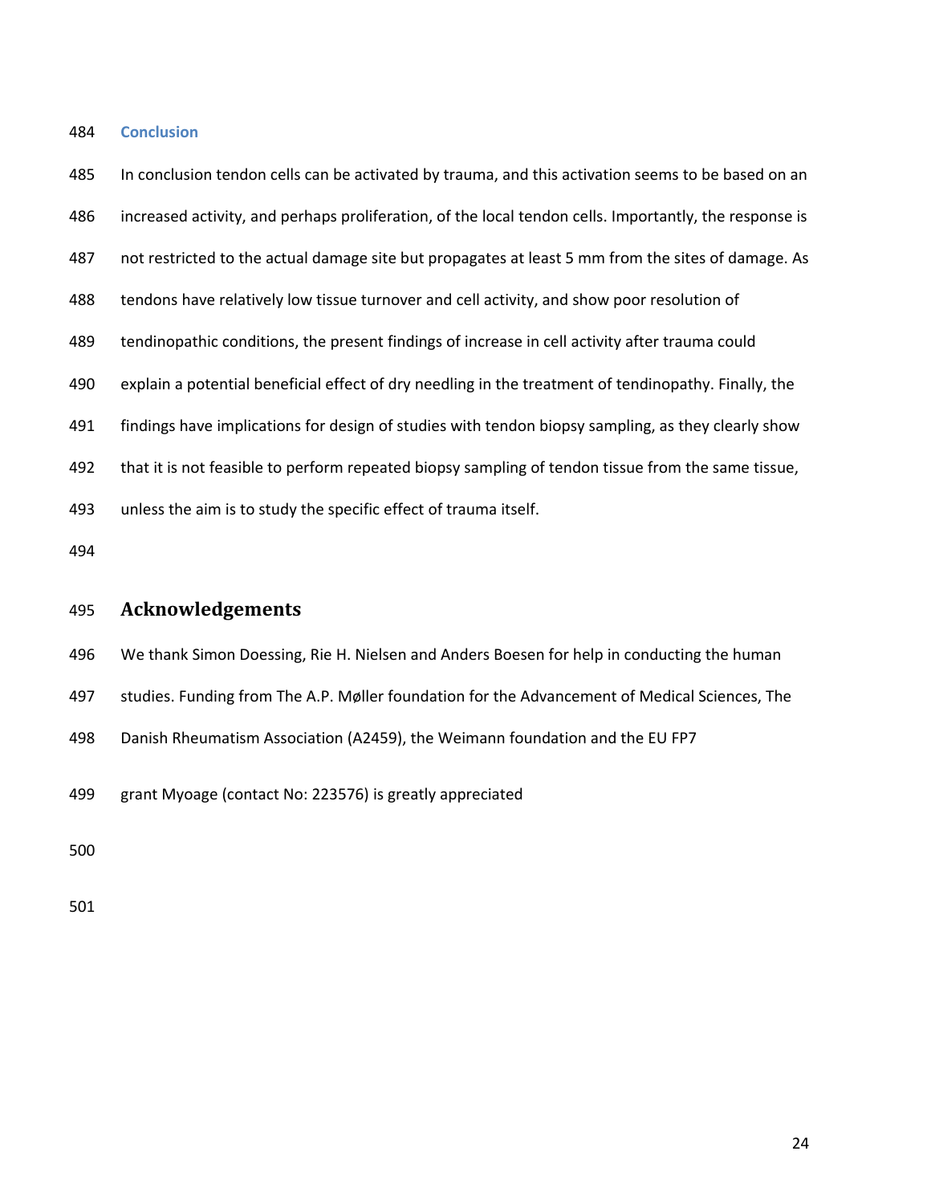## Conclusion

In conclusion tendon cells can be activated by trauma, and this activation seems to be based on an increased activity, and perhaps proliferation, of the local tendon cells. Importantly, the response is not restricted to the actual damage site but propagates at least 5 mm from the sites of damage. As tendons have relatively low tissue turnover and cell activity, and show poor resolution of tendinopathic conditions, the present findings of increase in cell activity after trauma could explain a potential beneficial effect of dry needling in the treatment of tendinopathy. Finally, the findings have implications for design of studies with tendon biopsy sampling, as they clearly show that it is not feasible to perform repeated biopsy sampling of tendon tissue from the same tissue, unless the aim is to study the specific effect of trauma itself.

# Acknowledgements

We thank Simon Doessing, Rie H. Nielsen and Anders Boesen for help in conducting the human studies. Funding from The A.P. Møller foundation for the Advancement of Medical Sciences, The Danish Rheumatism Association (A2459), the Weimann foundation and the EU FP7 grant Myoage (contact No: 223576) is greatly appreciated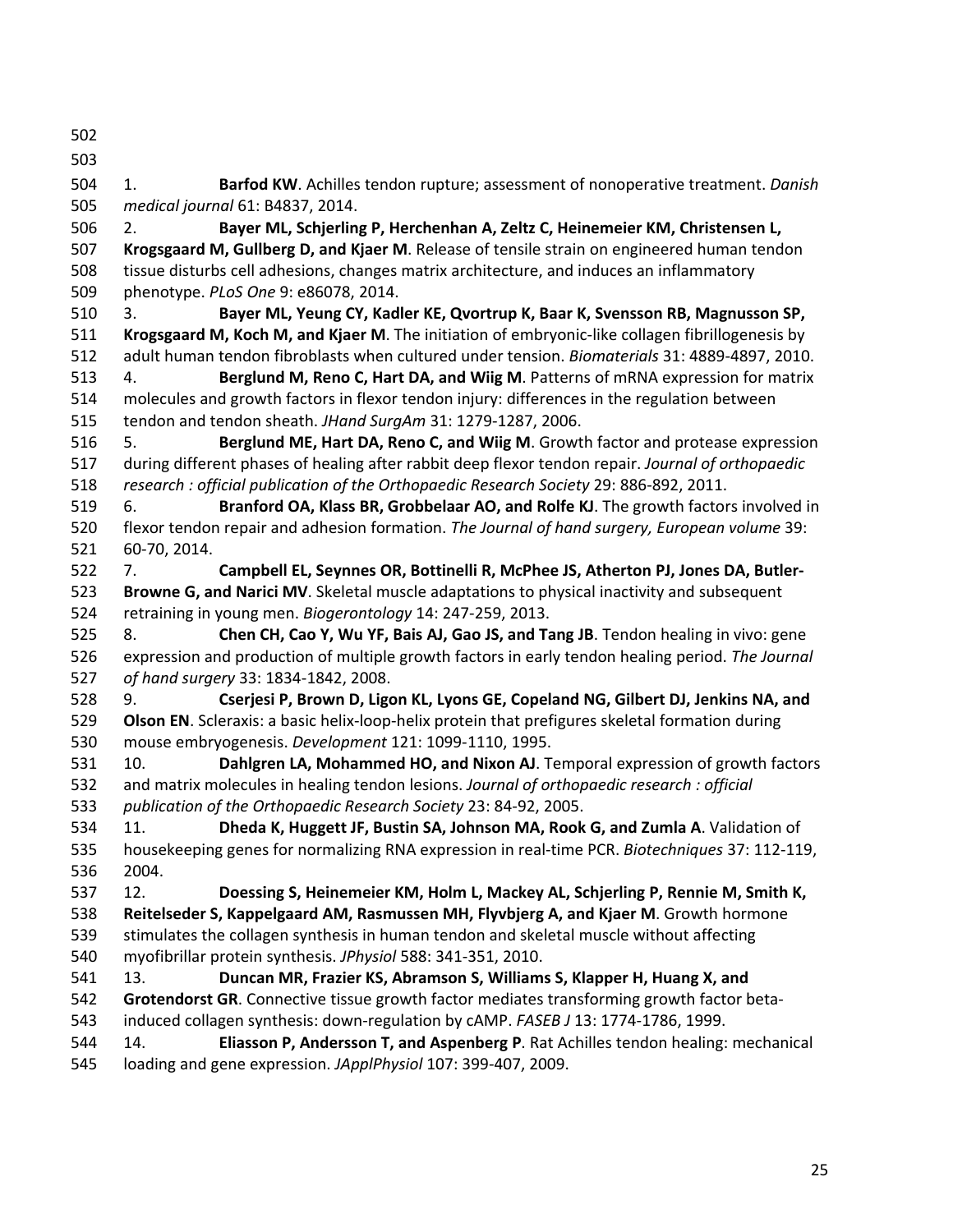1. **Barfod KW**. Achilles tendon rupture; assessment of nonoperative treatment. *Danish medical journal* 61: B4837, 2014.

2. **Bayer ML, Schjerling P, Herchenhan A, Zeltz C, Heinemeier KM, Christensen L, Krogsgaard M, Gullberg D, and Kjaer M**. Release of tensile strain on engineered human tendon tissue disturbs cell adhesions, changes matrix architecture, and induces an inflammatory phenotype. *PLoS One* 9: e86078, 2014.

3. **Bayer ML, Yeung CY, Kadler KE, Qvortrup K, Baar K, Svensson RB, Magnusson SP, Krogsgaard M, Koch M, and Kjaer M**. The initiation of embryonic-like collagen fibrillogenesis by adult human tendon fibroblasts when cultured under tension. *Biomaterials* 31: 4889-4897, 2010.

4. **Berglund M, Reno C, Hart DA, and Wiig M**. Patterns of mRNA expression for matrix molecules and growth factors in flexor tendon injury: differences in the regulation between tendon and tendon sheath. *JHand SurgAm* 31: 1279-1287, 2006.

5. **Berglund ME, Hart DA, Reno C, and Wiig M**. Growth factor and protease expression during different phases of healing after rabbit deep flexor tendon repair. *Journal of orthopaedic research : official publication of the Orthopaedic Research Society* 29: 886-892, 2011.

6. **Branford OA, Klass BR, Grobbelaar AO, and Rolfe KJ**. The growth factors involved in flexor tendon repair and adhesion formation. *The Journal of hand surgery, European volume* 39: 60-70, 2014.

7. **Campbell EL, Seynnes OR, Bottinelli R, McPhee JS, Atherton PJ, Jones DA, Butler-Browne G, and Narici MV**. Skeletal muscle adaptations to physical inactivity and subsequent retraining in young men. *Biogerontology* 14: 247-259, 2013.

8. **Chen CH, Cao Y, Wu YF, Bais AJ, Gao JS, and Tang JB**. Tendon healing in vivo: gene expression and production of multiple growth factors in early tendon healing period. *The Journal of hand surgery* 33: 1834-1842, 2008.

9. **Cserjesi P, Brown D, Ligon KL, Lyons GE, Copeland NG, Gilbert DJ, Jenkins NA, and Olson EN**. Scleraxis: a basic helix-loop-helix protein that prefigures skeletal formation during mouse embryogenesis. *Development* 121: 1099-1110, 1995.

10. **Dahlgren LA, Mohammed HO, and Nixon AJ**. Temporal expression of growth factors and matrix molecules in healing tendon lesions. *Journal of orthopaedic research : official publication of the Orthopaedic Research Society* 23: 84-92, 2005.

11. **Dheda K, Huggett JF, Bustin SA, Johnson MA, Rook G, and Zumla A**. Validation of housekeeping genes for normalizing RNA expression in real-time PCR. *Biotechniques* 37: 112-119, 2004.

12. **Doessing S, Heinemeier KM, Holm L, Mackey AL, Schjerling P, Rennie M, Smith K, Reitelseder S, Kappelgaard AM, Rasmussen MH, Flyvbjerg A, and Kjaer M**. Growth hormone stimulates the collagen synthesis in human tendon and skeletal muscle without affecting myofibrillar protein synthesis. *JPhysiol* 588: 341-351, 2010.

13. **Duncan MR, Frazier KS, Abramson S, Williams S, Klapper H, Huang X, and Grotendorst GR**. Connective tissue growth factor mediates transforming growth factor beta-induced collagen synthesis: down-regulation by cAMP. *FASEB J* 13: 1774-1786, 1999.

14. **Eliasson P, Andersson T, and Aspenberg P**. Rat Achilles tendon healing: mechanical loading and gene expression. *JApplPhysiol* 107: 399-407, 2009.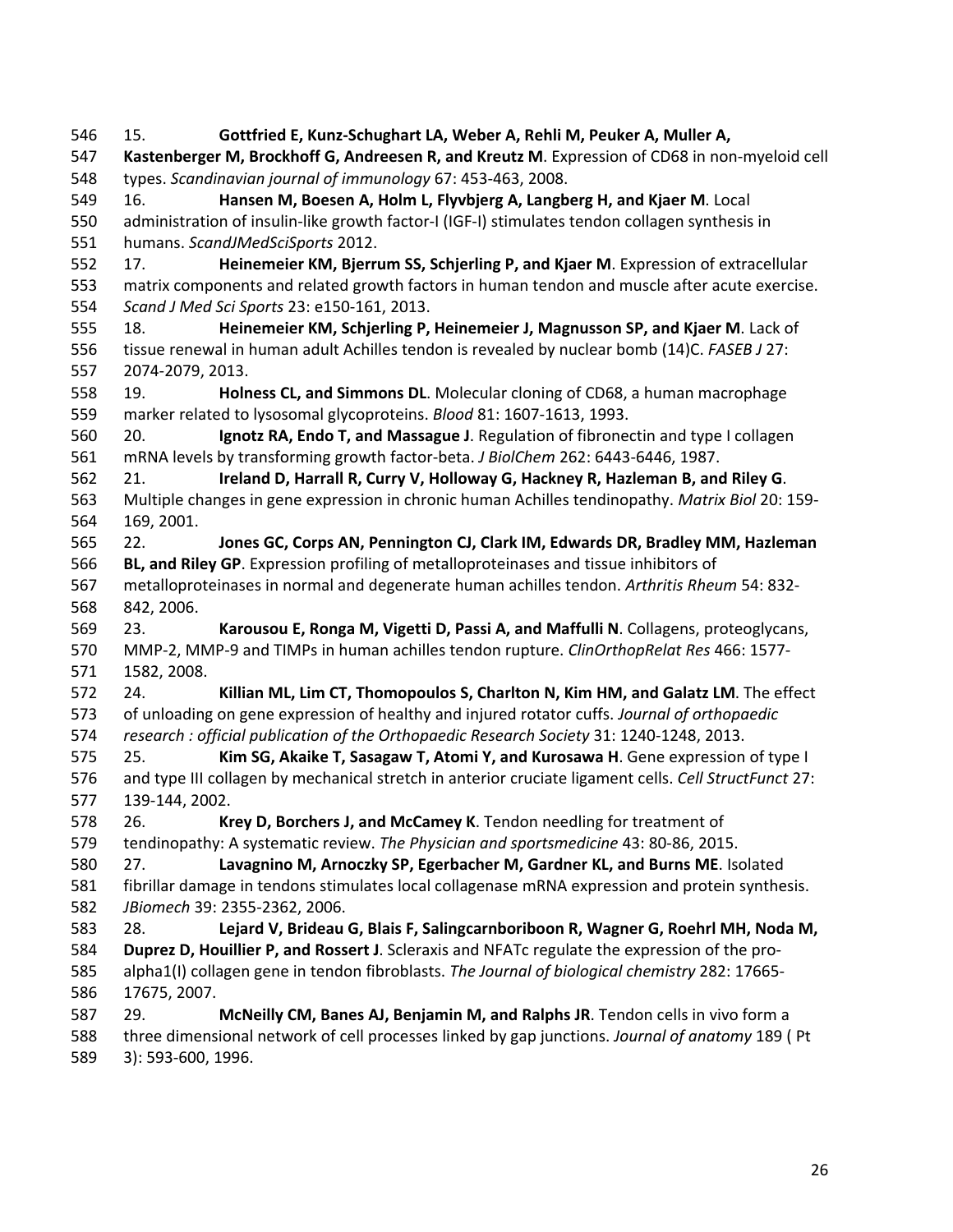15. **Gottfried E, Kunz-Schughart LA, Weber A, Rehli M, Peuker A, Muller A, Kastenberger M, Brockhoff G, Andreesen R, and Kreutz M**. Expression of CD68 in non-myeloid cell types. *Scandinavian journal of immunology* 67: 453-463, 2008.

16. **Hansen M, Boesen A, Holm L, Flyvbjerg A, Langberg H, and Kjaer M**. Local administration of insulin-like growth factor-I (IGF-I) stimulates tendon collagen synthesis in humans. *ScandJMedSciSports* 2012.

17. **Heinemeier KM, Bjerrum SS, Schjerling P, and Kjaer M**. Expression of extracellular matrix components and related growth factors in human tendon and muscle after acute exercise. *Scand J Med Sci Sports* 23: e150-161, 2013.

18. **Heinemeier KM, Schjerling P, Heinemeier J, Magnusson SP, and Kjaer M**. Lack of tissue renewal in human adult Achilles tendon is revealed by nuclear bomb (14)C. *FASEB J* 27: 2074-2079, 2013.

19. **Holness CL, and Simmons DL**. Molecular cloning of CD68, a human macrophage marker related to lysosomal glycoproteins. *Blood* 81: 1607-1613, 1993.

20. **Ignotz RA, Endo T, and Massague J**. Regulation of fibronectin and type I collagen mRNA levels by transforming growth factor-beta. *J BiolChem* 262: 6443-6446, 1987.

21. **Ireland D, Harrall R, Curry V, Holloway G, Hackney R, Hazleman B, and Riley G**. Multiple changes in gene expression in chronic human Achilles tendinopathy. *Matrix Biol* 20: 159-169, 2001.

22. **Jones GC, Corps AN, Pennington CJ, Clark IM, Edwards DR, Bradley MM, Hazleman BL, and Riley GP**. Expression profiling of metalloproteinases and tissue inhibitors of metalloproteinases in normal and degenerate human achilles tendon. *Arthritis Rheum* 54: 832-842, 2006.

23. **Karousou E, Ronga M, Vigetti D, Passi A, and Maffulli N**. Collagens, proteoglycans, MMP-2, MMP-9 and TIMPs in human achilles tendon rupture. *ClinOrthopRelat Res* 466: 1577-1582, 2008.

24. **Killian ML, Lim CT, Thomopoulos S, Charlton N, Kim HM, and Galatz LM**. The effect of unloading on gene expression of healthy and injured rotator cuffs. *Journal of orthopaedic research : official publication of the Orthopaedic Research Society* 31: 1240-1248, 2013.

25. **Kim SG, Akaike T, Sasagaw T, Atomi Y, and Kurosawa H**. Gene expression of type I and type III collagen by mechanical stretch in anterior cruciate ligament cells. *Cell StructFunct* 27: 139-144, 2002.

26. **Krey D, Borchers J, and McCamey K**. Tendon needling for treatment of tendinopathy: A systematic review. *The Physician and sportsmedicine* 43: 80-86, 2015.

27. **Lavagnino M, Arnoczky SP, Egerbacher M, Gardner KL, and Burns ME**. Isolated fibrillar damage in tendons stimulates local collagenase mRNA expression and protein synthesis. *JBiomech* 39: 2355-2362, 2006.

28. **Lejard V, Brideau G, Blais F, Salingcarnboriboon R, Wagner G, Roehrl MH, Noda M, Duprez D, Houillier P, and Rossert J**. Scleraxis and NFATc regulate the expression of the pro-alpha1(I) collagen gene in tendon fibroblasts. *The Journal of biological chemistry* 282: 17665-17675, 2007.

29. **McNeilly CM, Banes AJ, Benjamin M, and Ralphs JR**. Tendon cells in vivo form a three dimensional network of cell processes linked by gap junctions. *Journal of anatomy* 189 ( Pt 3): 593-600, 1996.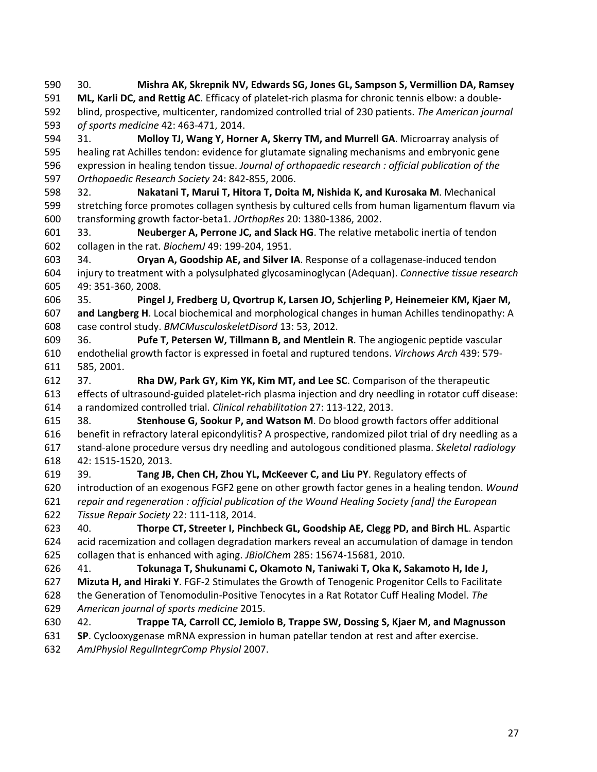30. **Mishra AK, Skrepnik NV, Edwards SG, Jones GL, Sampson S, Vermillion DA, Ramsey ML, Karli DC, and Rettig AC**. Efficacy of platelet-rich plasma for chronic tennis elbow: a double-blind, prospective, multicenter, randomized controlled trial of 230 patients. *The American journal of sports medicine* 42: 463-471, 2014.

31. **Molloy TJ, Wang Y, Horner A, Skerry TM, and Murrell GA**. Microarray analysis of healing rat Achilles tendon: evidence for glutamate signaling mechanisms and embryonic gene expression in healing tendon tissue. *Journal of orthopaedic research : official publication of the Orthopaedic Research Society* 24: 842-855, 2006.

32. **Nakatani T, Marui T, Hitora T, Doita M, Nishida K, and Kurosaka M**. Mechanical stretching force promotes collagen synthesis by cultured cells from human ligamentum flavum via transforming growth factor-beta1. *JOrthopRes* 20: 1380-1386, 2002.

33. **Neuberger A, Perrone JC, and Slack HG**. The relative metabolic inertia of tendon collagen in the rat. *BiochemJ* 49: 199-204, 1951.

34. **Oryan A, Goodship AE, and Silver IA**. Response of a collagenase-induced tendon injury to treatment with a polysulphated glycosaminoglycan (Adequan). *Connective tissue research* 49: 351-360, 2008.

35. **Pingel J, Fredberg U, Qvortrup K, Larsen JO, Schjerling P, Heinemeier KM, Kjaer M, and Langberg H**. Local biochemical and morphological changes in human Achilles tendinopathy: A case control study. *BMCMusculoskeletDisord* 13: 53, 2012.

36. **Pufe T, Petersen W, Tillmann B, and Mentlein R**. The angiogenic peptide vascular endothelial growth factor is expressed in foetal and ruptured tendons. *Virchows Arch* 439: 579-585, 2001.

37. **Rha DW, Park GY, Kim YK, Kim MT, and Lee SC**. Comparison of the therapeutic effects of ultrasound-guided platelet-rich plasma injection and dry needling in rotator cuff disease: a randomized controlled trial. *Clinical rehabilitation* 27: 113-122, 2013.

38. **Stenhouse G, Sookur P, and Watson M**. Do blood growth factors offer additional benefit in refractory lateral epicondylitis? A prospective, randomized pilot trial of dry needling as a stand-alone procedure versus dry needling and autologous conditioned plasma. *Skeletal radiology* 42: 1515-1520, 2013.

39. **Tang JB, Chen CH, Zhou YL, McKeever C, and Liu PY**. Regulatory effects of introduction of an exogenous FGF2 gene on other growth factor genes in a healing tendon. *Wound repair and regeneration : official publication of the Wound Healing Society [and] the European Tissue Repair Society* 22: 111-118, 2014.

40. **Thorpe CT, Streeter I, Pinchbeck GL, Goodship AE, Clegg PD, and Birch HL**. Aspartic acid racemization and collagen degradation markers reveal an accumulation of damage in tendon collagen that is enhanced with aging. *JBiolChem* 285: 15674-15681, 2010.

41. **Tokunaga T, Shukunami C, Okamoto N, Taniwaki T, Oka K, Sakamoto H, Ide J, Mizuta H, and Hiraki Y**. FGF-2 Stimulates the Growth of Tenogenic Progenitor Cells to Facilitate the Generation of Tenomodulin-Positive Tenocytes in a Rat Rotator Cuff Healing Model. *The American journal of sports medicine* 2015.

42. **Trappe TA, Carroll CC, Jemiolo B, Trappe SW, Dossing S, Kjaer M, and Magnusson SP**. Cyclooxygenase mRNA expression in human patellar tendon at rest and after exercise. *AmJPhysiol RegulIntegrComp Physiol* 2007.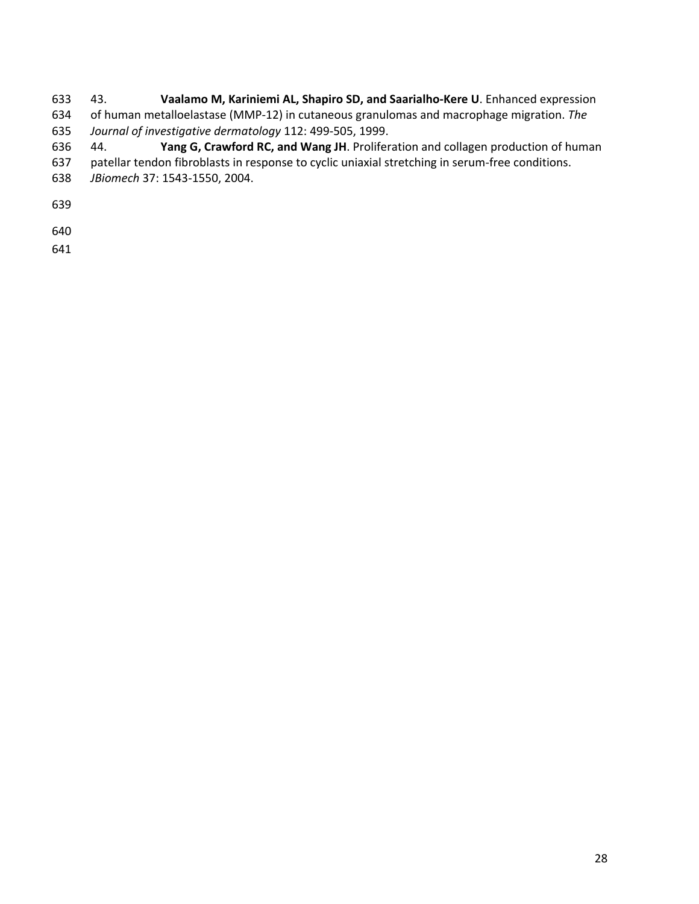43. **Vaalamo M, Kariniemi AL, Shapiro SD, and Saarialho-Kere U**. Enhanced expression of human metalloelastase (MMP-12) in cutaneous granulomas and macrophage migration. *The Journal of investigative dermatology* 112: 499-505, 1999.

44. **Yang G, Crawford RC, and Wang JH**. Proliferation and collagen production of human patellar tendon fibroblasts in response to cyclic uniaxial stretching in serum-free conditions. *JBiomech* 37: 1543-1550, 2004.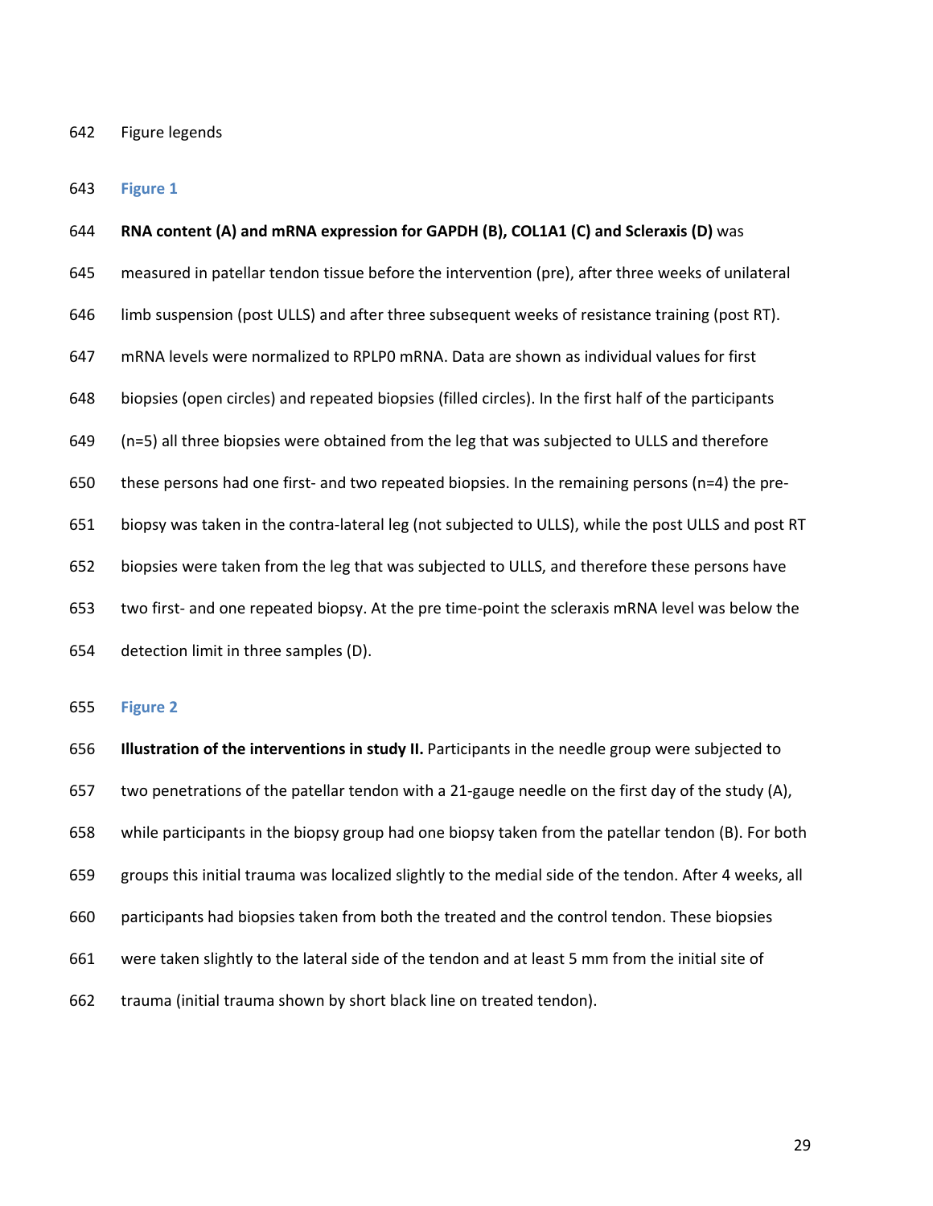Figure legends

## Figure 1

**RNA content (A) and mRNA expression for GAPDH (B), COL1A1 (C) and Scleraxis (D)** was measured in patellar tendon tissue before the intervention (pre), after three weeks of unilateral limb suspension (post ULLS) and after three subsequent weeks of resistance training (post RT). mRNA levels were normalized to RPLP0 mRNA. Data are shown as individual values for first biopsies (open circles) and repeated biopsies (filled circles). In the first half of the participants (n=5) all three biopsies were obtained from the leg that was subjected to ULLS and therefore these persons had one first- and two repeated biopsies. In the remaining persons (n=4) the pre-biopsy was taken in the contra-lateral leg (not subjected to ULLS), while the post ULLS and post RT biopsies were taken from the leg that was subjected to ULLS, and therefore these persons have two first- and one repeated biopsy. At the pre time-point the scleraxis mRNA level was below the detection limit in three samples (D).

## Figure 2

**Illustration of the interventions in study II.** Participants in the needle group were subjected to two penetrations of the patellar tendon with a 21-gauge needle on the first day of the study (A), while participants in the biopsy group had one biopsy taken from the patellar tendon (B). For both groups this initial trauma was localized slightly to the medial side of the tendon. After 4 weeks, all participants had biopsies taken from both the treated and the control tendon. These biopsies were taken slightly to the lateral side of the tendon and at least 5 mm from the initial site of trauma (initial trauma shown by short black line on treated tendon).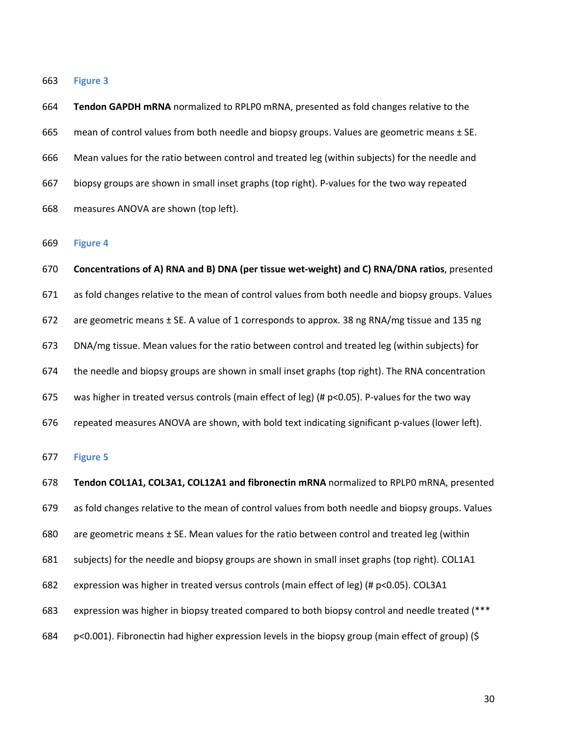## Figure 3

**Tendon GAPDH mRNA** normalized to RPLP0 mRNA, presented as fold changes relative to the mean of control values from both needle and biopsy groups. Values are geometric means ± SE. Mean values for the ratio between control and treated leg (within subjects) for the needle and biopsy groups are shown in small inset graphs (top right). P-values for the two way repeated measures ANOVA are shown (top left).

## Figure 4

**Concentrations of A) RNA and B) DNA (per tissue wet-weight) and C) RNA/DNA ratios**, presented as fold changes relative to the mean of control values from both needle and biopsy groups. Values are geometric means ± SE. A value of 1 corresponds to approx. 38 ng RNA/mg tissue and 135 ng DNA/mg tissue. Mean values for the ratio between control and treated leg (within subjects) for the needle and biopsy groups are shown in small inset graphs (top right). The RNA concentration was higher in treated versus controls (main effect of leg) (# $p<0.05$). P-values for the two way repeated measures ANOVA are shown, with bold text indicating significant p-values (lower left).

## Figure 5

**Tendon COL1A1, COL3A1, COL12A1 and fibronectin mRNA** normalized to RPLP0 mRNA, presented as fold changes relative to the mean of control values from both needle and biopsy groups. Values are geometric means ± SE. Mean values for the ratio between control and treated leg (within subjects) for the needle and biopsy groups are shown in small inset graphs (top right). COL1A1 expression was higher in treated versus controls (main effect of leg) (# $p<0.05$). COL3A1 expression was higher in biopsy treated compared to both biopsy control and needle treated (*** $p<0.001$). Fibronectin had higher expression levels in the biopsy group (main effect of group) ($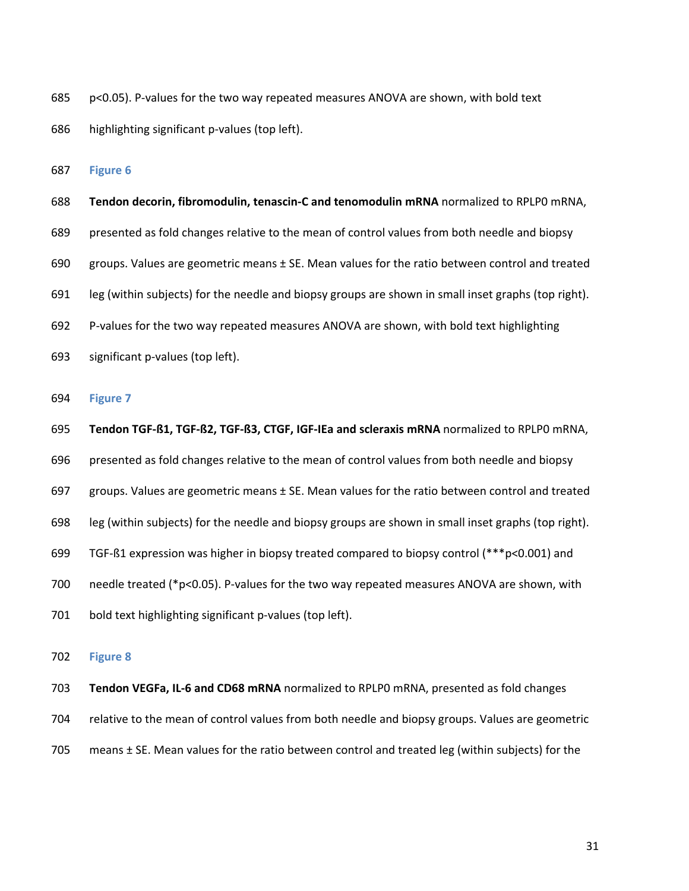p<0.05). P-values for the two way repeated measures ANOVA are shown, with bold text highlighting significant p-values (top left).

### Figure 6

**Tendon decorin, fibromodulin, tenascin-C and tenomodulin mRNA** normalized to RPLP0 mRNA, presented as fold changes relative to the mean of control values from both needle and biopsy groups. Values are geometric means ± SE. Mean values for the ratio between control and treated leg (within subjects) for the needle and biopsy groups are shown in small inset graphs (top right). P-values for the two way repeated measures ANOVA are shown, with bold text highlighting significant p-values (top left).

### Figure 7

**Tendon TGF-ß1, TGF-ß2, TGF-ß3, CTGF, IGF-IEa and scleraxis mRNA** normalized to RPLP0 mRNA, presented as fold changes relative to the mean of control values from both needle and biopsy groups. Values are geometric means ± SE. Mean values for the ratio between control and treated leg (within subjects) for the needle and biopsy groups are shown in small inset graphs (top right). TGF-ß1 expression was higher in biopsy treated compared to biopsy control (***p<0.001) and needle treated (*p<0.05). P-values for the two way repeated measures ANOVA are shown, with bold text highlighting significant p-values (top left).

### Figure 8

**Tendon VEGFa, IL-6 and CD68 mRNA** normalized to RPLP0 mRNA, presented as fold changes relative to the mean of control values from both needle and biopsy groups. Values are geometric means ± SE. Mean values for the ratio between control and treated leg (within subjects) for the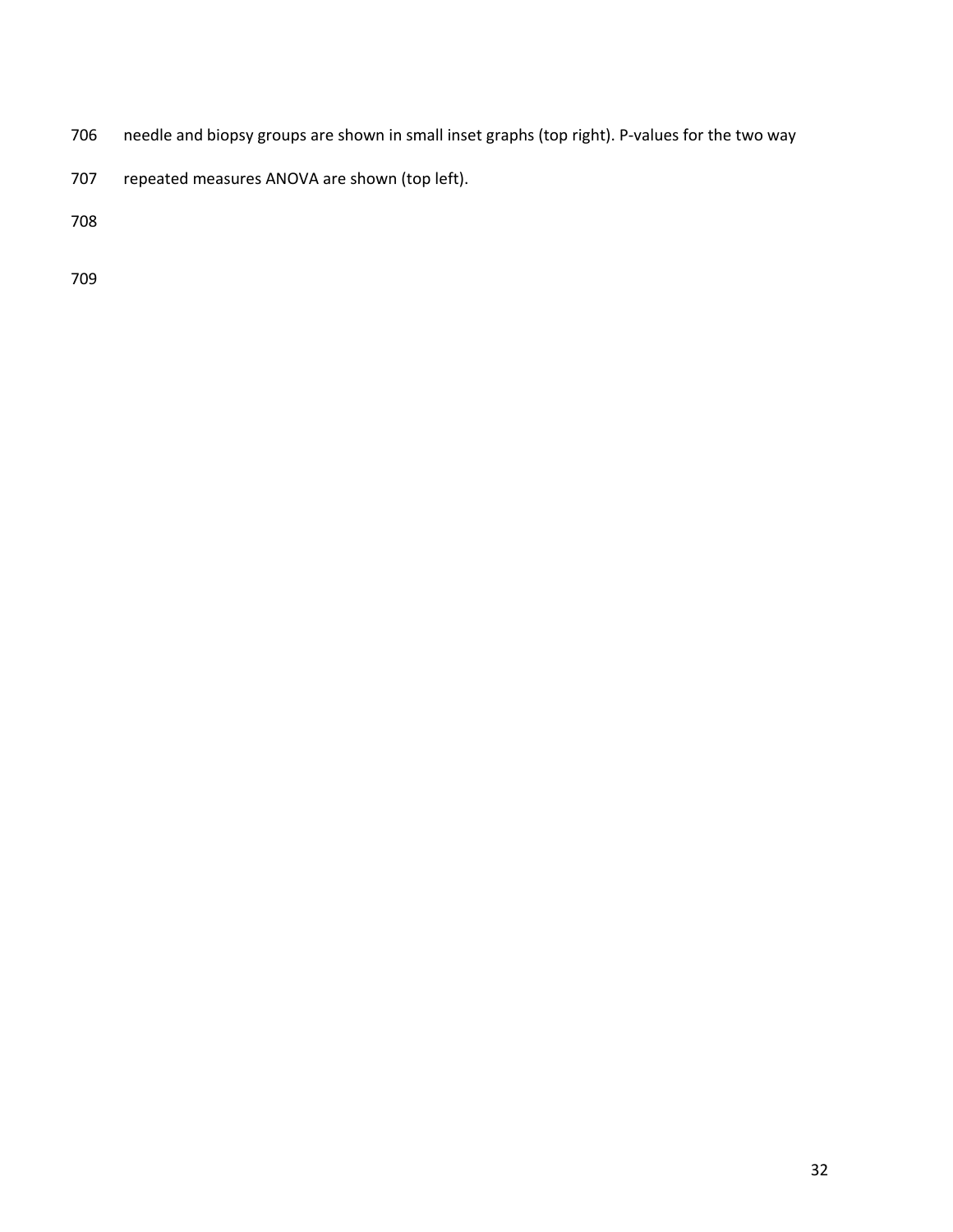needle and biopsy groups are shown in small inset graphs (top right). P-values for the two way repeated measures ANOVA are shown (top left).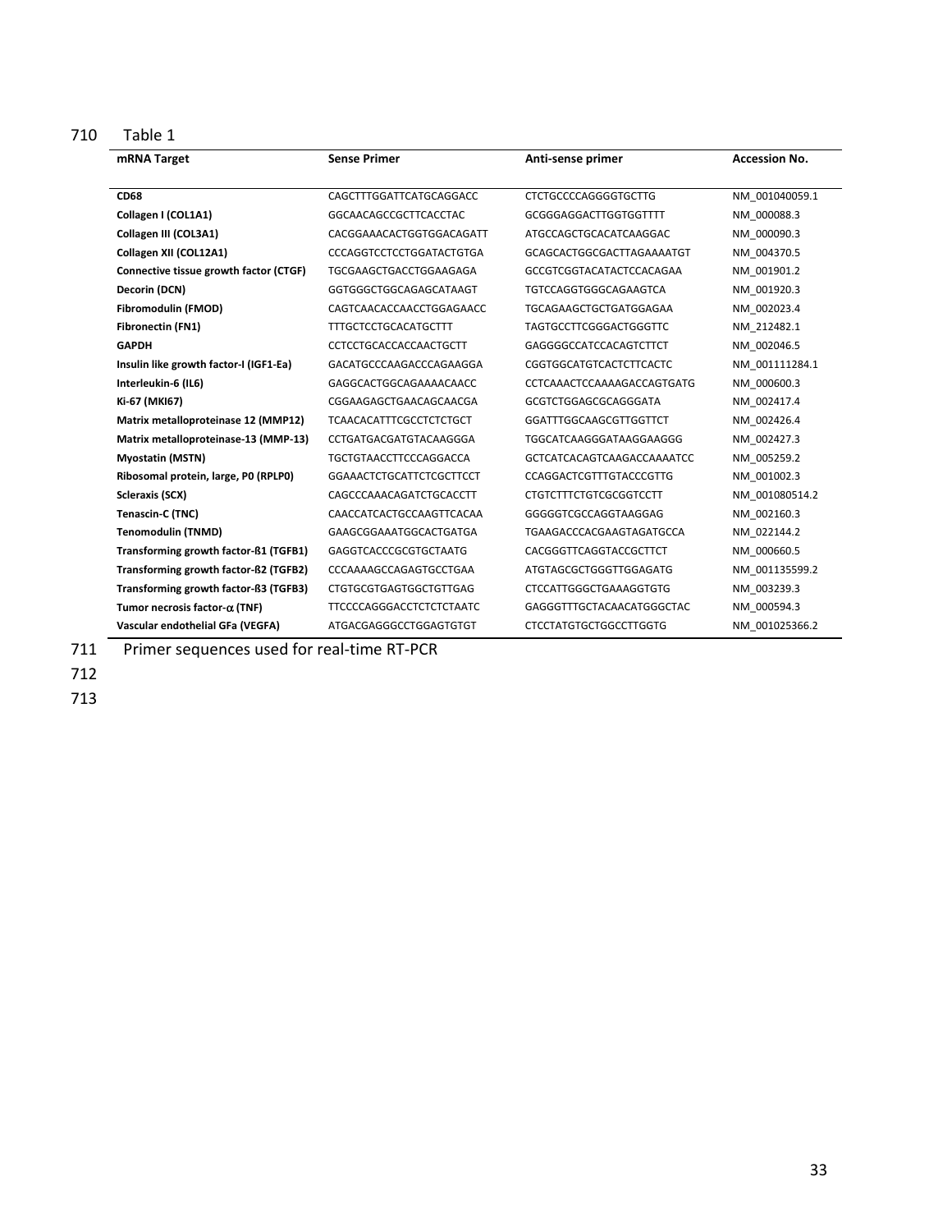Table 1

| mRNA Target | Sense Primer | Anti-sense primer | Accession No. |
|---|---|---|---|
| **CD68** | CAGCTTTGGATTCATGCAGGACC | CTCTGCCCCAGGGGTGCTTG | NM_001040059.1 |
| **Collagen I (COL1A1)** | GGCAACAGCCGCTTCACCTAC | GCGGGAGGACTTGGTGGTTTT | NM_000088.3 |
| **Collagen III (COL3A1)** | CACGGAAACACTGGTGGACAGATT | ATGCCAGCTGCACATCAAGGAC | NM_000090.3 |
| **Collagen XII (COL12A1)** | CCCAGGTCCTCCTGGATACTGTGA | GCAGCACTGGCGACTTAGAAAATGT | NM_004370.5 |
| **Connective tissue growth factor (CTGF)** | TGCGAAGCTGACCTGGAAGAGA | GCCGTCGGTACATACTCCACAGAA | NM_001901.2 |
| **Decorin (DCN)** | GGTGGGCTGGCAGAGCATAAGT | TGTCCAGGTGGGCAGAAGTCA | NM_001920.3 |
| **Fibromodulin (FMOD)** | CAGTCAACACCAACCTGGAGAACC | TGCAGAAGCTGCTGATGGAGAA | NM_002023.4 |
| **Fibronectin (FN1)** | TTTGCTCCTGCACATGCTTT | TAGTGCCTTCGGGACTGGGTTC | NM_212482.1 |
| **GAPDH** | CCTCCTGCACCACCAACTGCTT | GAGGGGCCATCCACAGTCTTCT | NM_002046.5 |
| **Insulin like growth factor-I (IGF1-Ea)** | GACATGCCCAAGACCCAGAAGGA | CGGTGGCATGTCACTCTTCACTC | NM_001111284.1 |
| **Interleukin-6 (IL6)** | GAGGCACTGGCAGAAAACAACC | CCTCAAACTCCAAAAGACCAGTGATG | NM_000600.3 |
| **Ki-67 (MKI67)** | CGGAAGAGCTGAACAGCAACGA | GCGTCTGGAGCGCAGGGATA | NM_002417.4 |
| **Matrix metalloproteinase 12 (MMP12)** | TCAACACATTTCGCCTCTCTGCT | GGATTTGGCAAGCGTTGGTTCT | NM_002426.4 |
| **Matrix metalloproteinase-13 (MMP-13)** | CCTGATGACGATGTACAAGGGA | TGGCATCAAGGGATAAGGAAGGG | NM_002427.3 |
| **Myostatin (MSTN)** | TGCTGTAACCTTCCCAGGACCA | GCTCATCACAGTCAAGACCAAAATCC | NM_005259.2 |
| **Ribosomal protein, large, P0 (RPLP0)** | GGAAACTCTGCATTCTCGCTTCCT | CCAGGACTCGTTTGTACCCGTTG | NM_001002.3 |
| **Scleraxis (SCX)** | CAGCCCAAACAGATCTGCACCTT | CTGTCTTTCTGTCGCGGTCCTT | NM_001080514.2 |
| **Tenascin-C (TNC)** | CAACCATCACTGCCAAGTTCACAA | GGGGGTCGCCAGGTAAGGAG | NM_002160.3 |
| **Tenomodulin (TNMD)** | GAAGCGGAAATGGCACTGATGA | TGAAGACCCACGAAGTAGATGCCA | NM_022144.2 |
| **Transforming growth factor-ß1 (TGFB1)** | GAGGTCACCCGCGTGCTAATG | CACGGGTTCAGGTACCGCTTCT | NM_000660.5 |
| **Transforming growth factor-ß2 (TGFB2)** | CCCAAAAGCCAGAGTGCCTGAA | ATGTAGCGCTGGGTTGGAGATG | NM_001135599.2 |
| **Transforming growth factor-ß3 (TGFB3)** | CTGTGCGTGAGTGGCTGTTGAG | CTCCATTGGGCTGAAAGGTGTG | NM_003239.3 |
| **Tumor necrosis factor-$\alpha$ (TNF)** | TTCCCCAGGGACCTCTCTCTAATC | GAGGGTTTGCTACAACATGGGCTAC | NM_000594.3 |
| **Vascular endothelial GFa (VEGFA)** | ATGACGAGGGCCTGGAGTGTGT | CTCCTATGTGCTGGCCTTGGTG | NM_001025366.2 |

Primer sequences used for real-time RT-PCR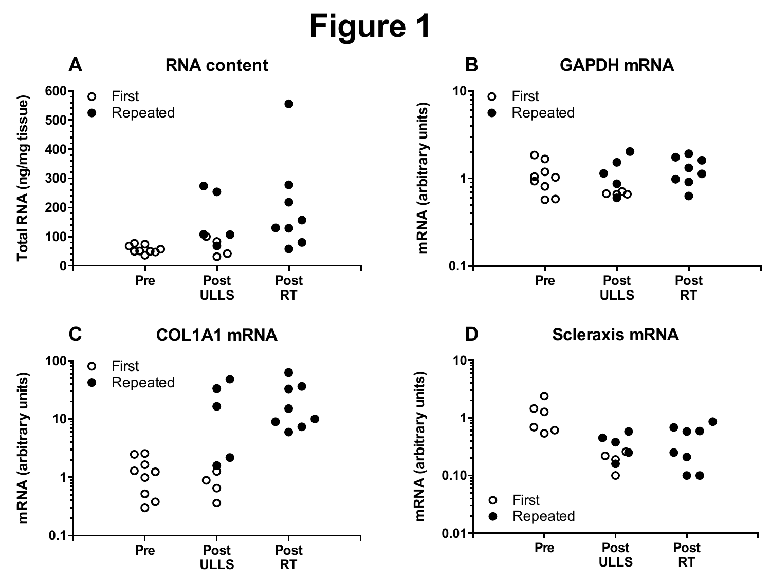# Figure 1

**A** RNA content

Total RNA (ng/mg tissue)

○ First
● Repeated

Pre | Post ULLS | Post RT

**B** GAPDH mRNA

mRNA (arbitrary units)

○ First
● Repeated

Pre | Post ULLS | Post RT

**C** COL1A1 mRNA

mRNA (arbitrary units)

○ First
● Repeated

Pre | Post ULLS | Post RT

**D** Scleraxis mRNA

mRNA (arbitrary units)

○ First
● Repeated

Pre | Post ULLS | Post RT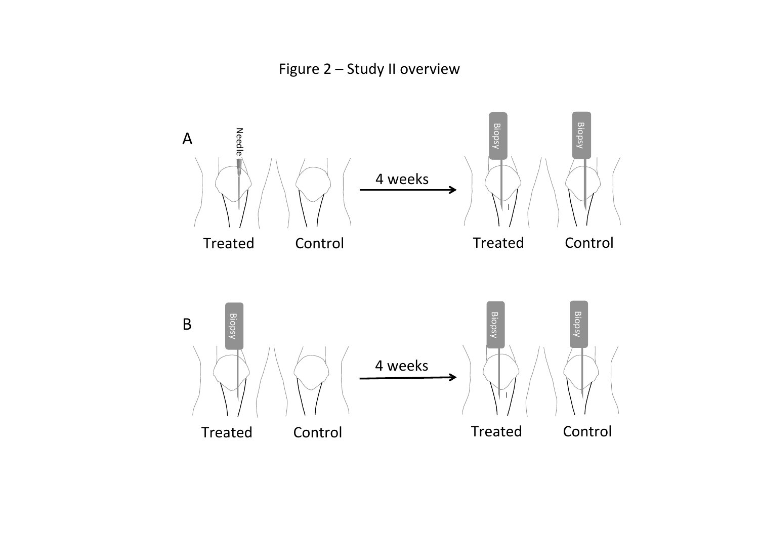Figure 2 – Study II overview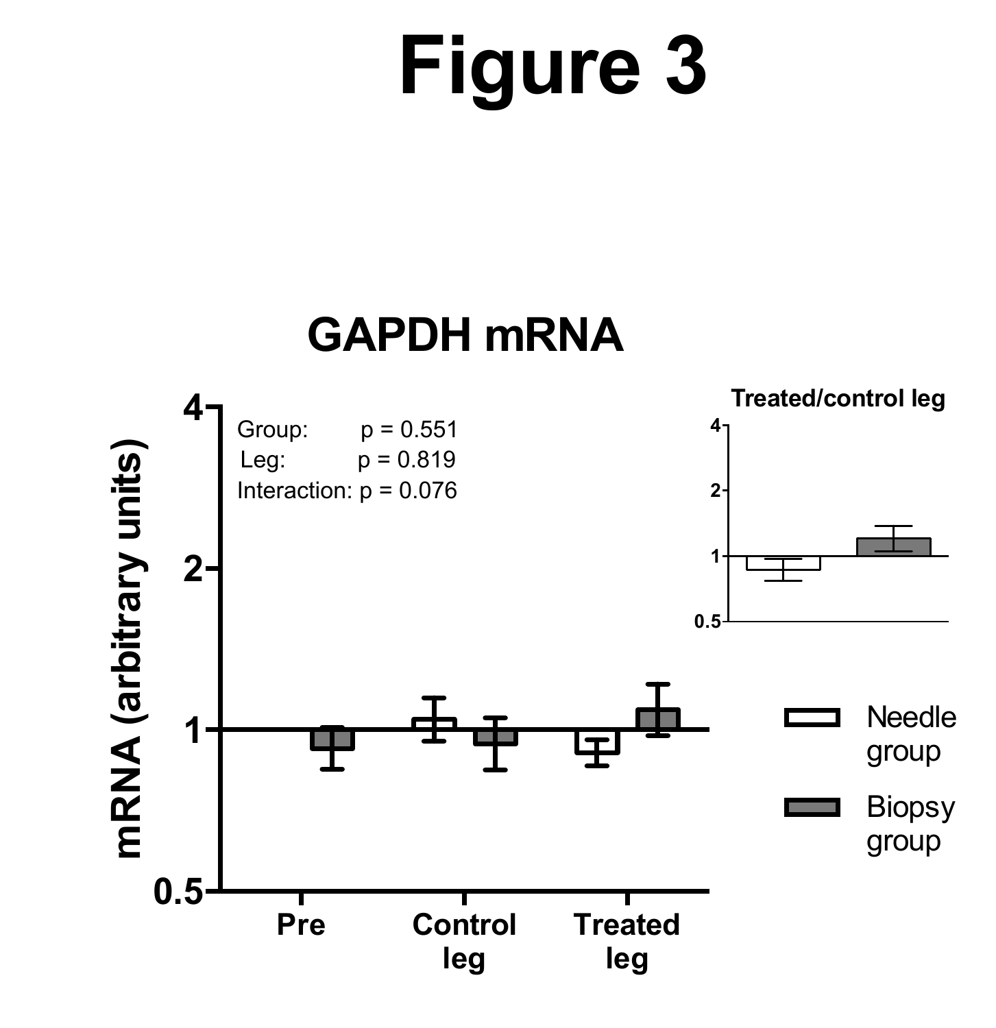# Figure 3

## GAPDH mRNA

Group: p = 0.551
Leg: p = 0.819
Interaction: p = 0.076

Treated/control leg

mRNA (arbitrary units)

Pre | Control leg | Treated leg

Needle group
Biopsy group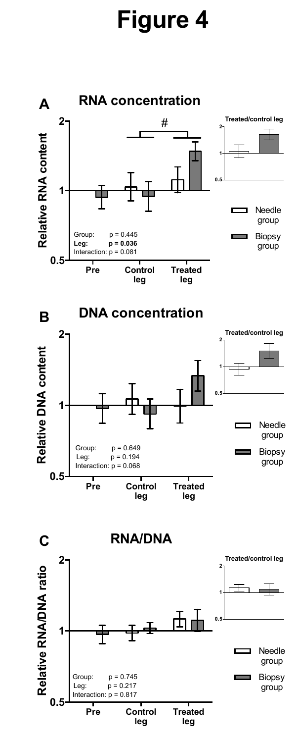# Figure 4

**A** **RNA concentration**

Relative RNA content

Group: p = 0.445
**Leg: p = 0.036**
Interaction: p = 0.081

Pre | Control leg | Treated leg

Treated/control leg

Needle group
Biopsy group

**B** **DNA concentration**

Relative DNA content

Group: p = 0.649
Leg: p = 0.194
Interaction: p = 0.068

Pre | Control leg | Treated leg

Treated/control leg

Needle group
Biopsy group

**C** **RNA/DNA**

Relative RNA/DNA ratio

Group: p = 0.745
Leg: p = 0.217
Interaction: p = 0.817

Pre | Control leg | Treated leg

Treated/control leg

Needle group
Biopsy group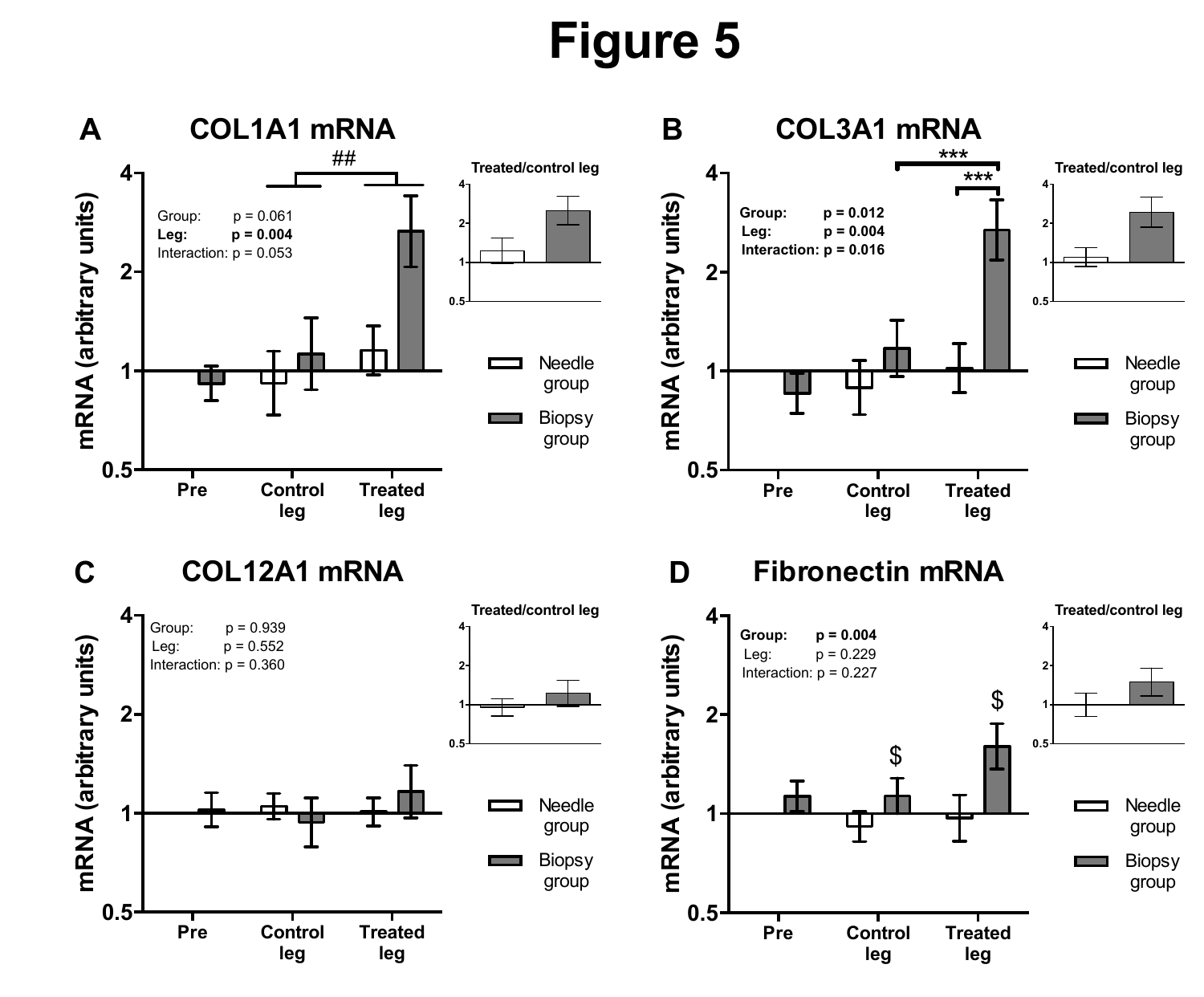# Figure 5

**A** **COL1A1 mRNA**

Group: p = 0.061
**Leg: p = 0.004**
Interaction: p = 0.053

##

mRNA (arbitrary units)

Pre, Control leg, Treated leg

Treated/control leg

Needle group
Biopsy group

**B** **COL3A1 mRNA**

**Group: p = 0.012**
**Leg: p = 0.004**
**Interaction: p = 0.016**

***
***

mRNA (arbitrary units)

Pre, Control leg, Treated leg

Treated/control leg

Needle group
Biopsy group

**C** **COL12A1 mRNA**

Group: p = 0.939
Leg: p = 0.552
Interaction: p = 0.360

mRNA (arbitrary units)

Pre, Control leg, Treated leg

Treated/control leg

Needle group
Biopsy group

**D** **Fibronectin mRNA**

**Group: p = 0.004**
Leg: p = 0.229
Interaction: p = 0.227

$ $

mRNA (arbitrary units)

Pre, Control leg, Treated leg

Treated/control leg

Needle group
Biopsy group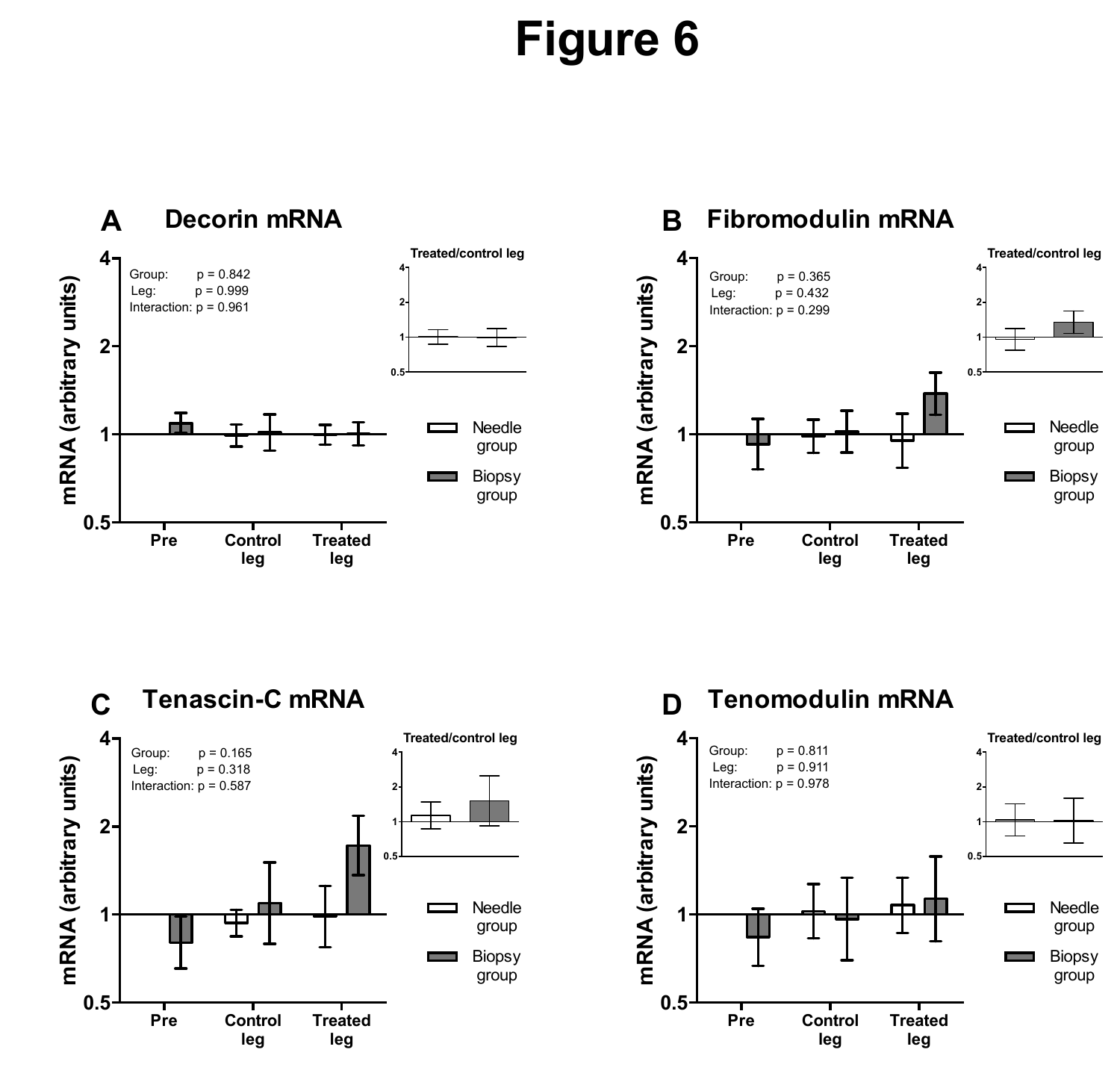# Figure 6

**A Decorin mRNA**

Group: p = 0.842
Leg: p = 0.999
Interaction: p = 0.961

**B Fibromodulin mRNA**

Group: p = 0.365
Leg: p = 0.432
Interaction: p = 0.299

**C Tenascin-C mRNA**

Group: p = 0.165
Leg: p = 0.318
Interaction: p = 0.587

**D Tenomodulin mRNA**

Group: p = 0.811
Leg: p = 0.911
Interaction: p = 0.978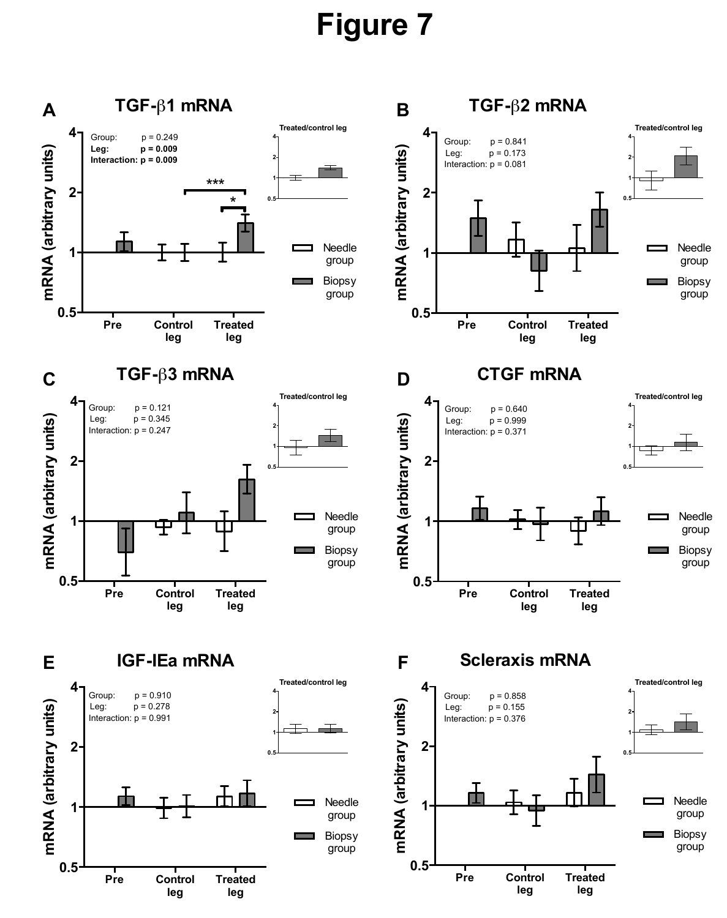# Figure 7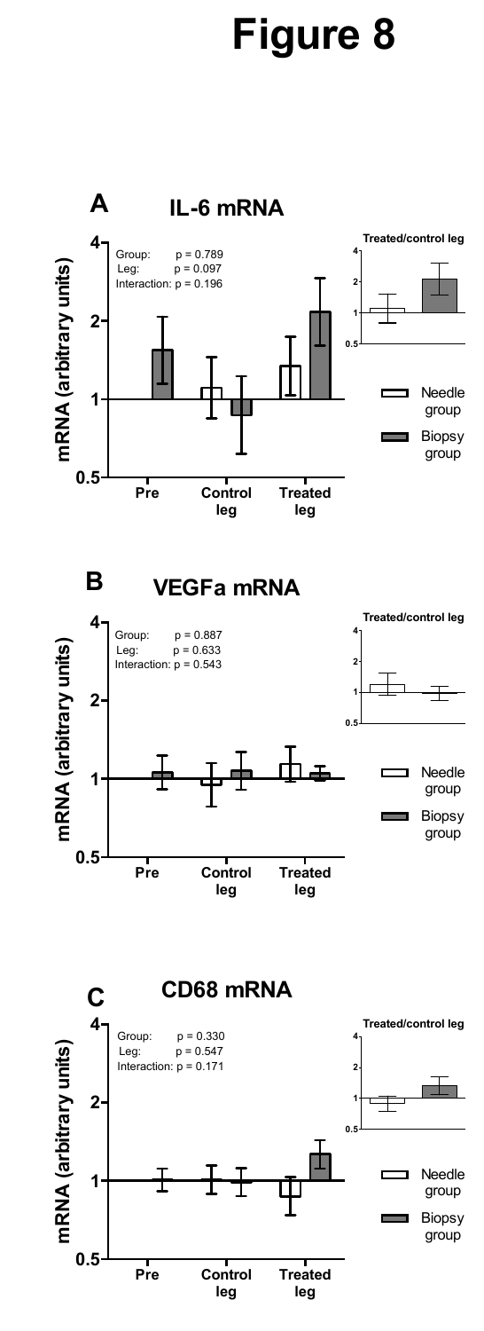# Figure 8

**A** **IL-6 mRNA**

Group: p = 0.789
Leg: p = 0.097
Interaction: p = 0.196

mRNA (arbitrary units)

4
2
1
0.5

Pre
Control leg
Treated leg

Treated/control leg

4
2
1
0.5

Needle group
Biopsy group

**B** **VEGFa mRNA**

Group: p = 0.887
Leg: p = 0.633
Interaction: p = 0.543

mRNA (arbitrary units)

4
2
1
0.5

Pre
Control leg
Treated leg

Treated/control leg

4
2
1
0.5

Needle group
Biopsy group

**C** **CD68 mRNA**

Group: p = 0.330
Leg: p = 0.547
Interaction: p = 0.171

mRNA (arbitrary units)

4
2
1
0.5

Pre
Control leg
Treated leg

Treated/control leg

4
2
1
0.5

Needle group
Biopsy group